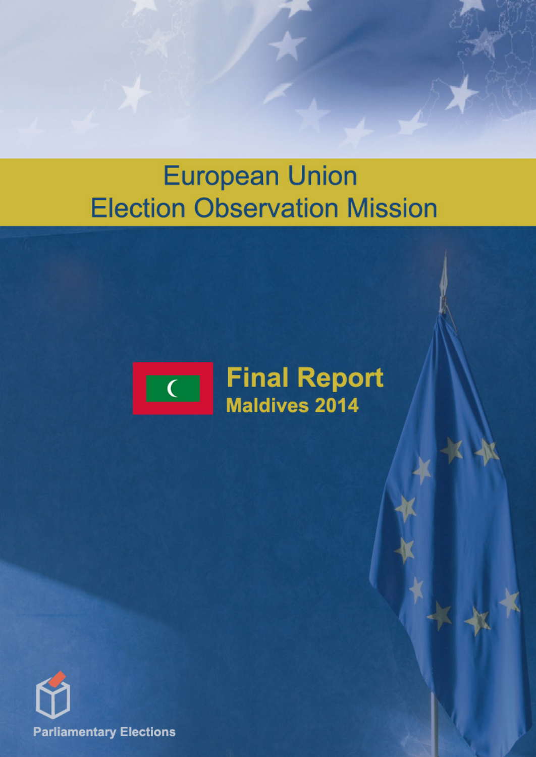# European Union Election Observation Mission

## Final Report

### Maldives 2014

Parliamentary Elections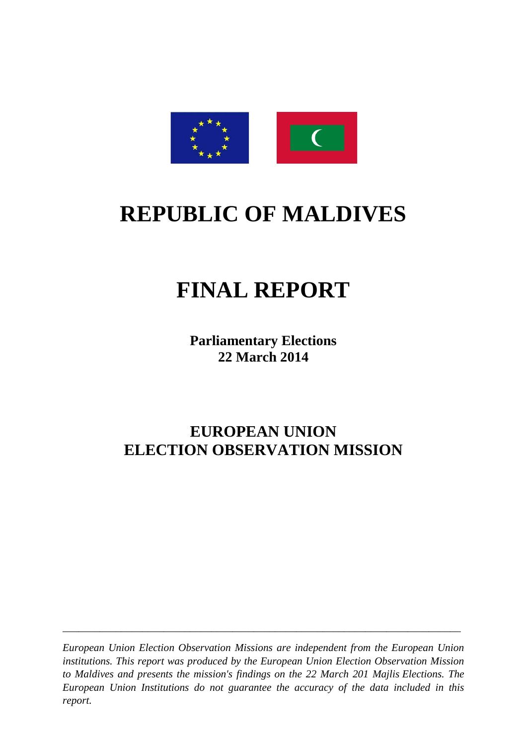# REPUBLIC OF MALDIVES

# FINAL REPORT

**Parliamentary Elections**
**22 March 2014**

## EUROPEAN UNION
## ELECTION OBSERVATION MISSION

---

*European Union Election Observation Missions are independent from the European Union institutions. This report was produced by the European Union Election Observation Mission to Maldives and presents the mission's findings on the 22 March 201 Majlis Elections. The European Union Institutions do not guarantee the accuracy of the data included in this report.*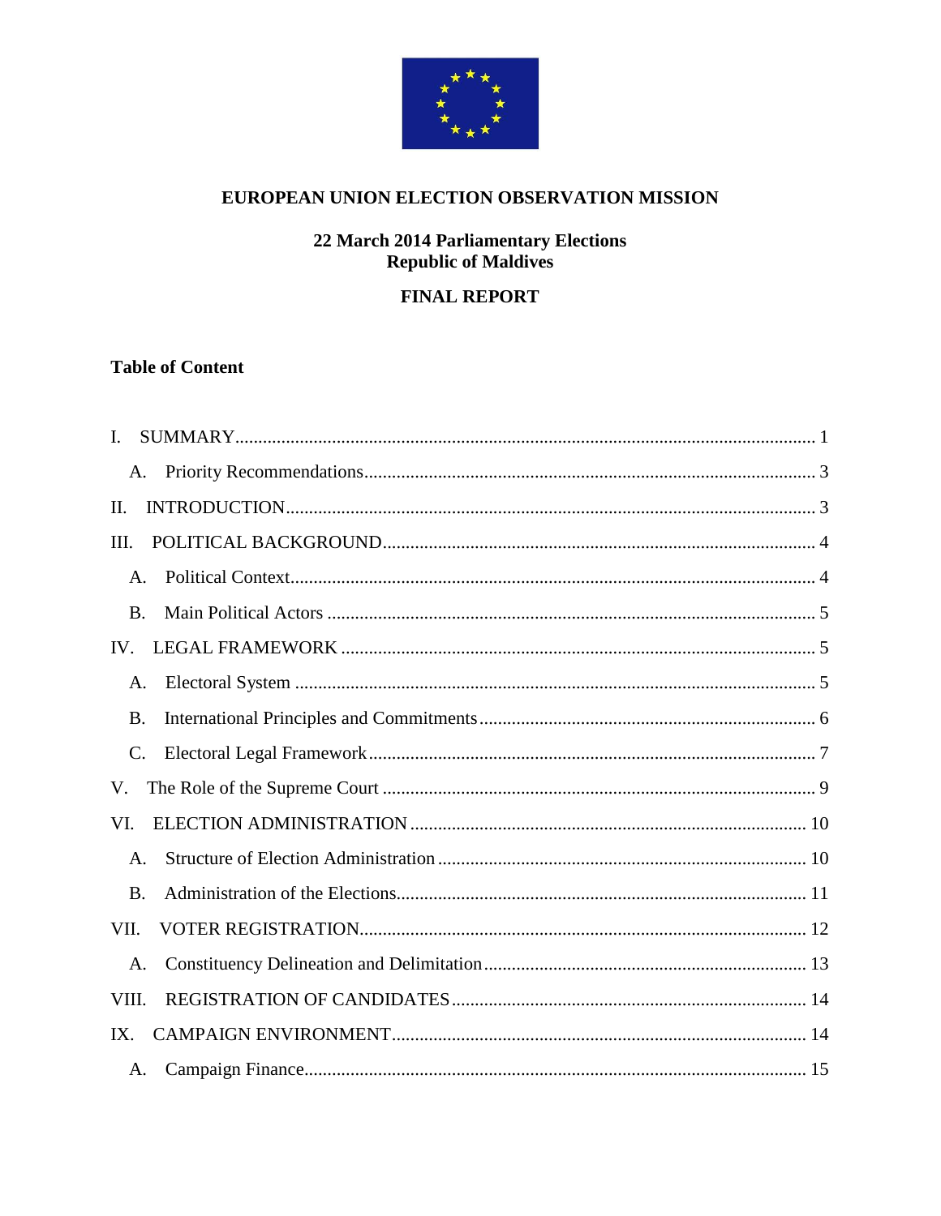# EUROPEAN UNION ELECTION OBSERVATION MISSION

## 22 March 2014 Parliamentary Elections
## Republic of Maldives

## FINAL REPORT

**Table of Content**

I. SUMMARY .......... 1

A. Priority Recommendations .......... 3

II. INTRODUCTION .......... 3

III. POLITICAL BACKGROUND .......... 4

A. Political Context .......... 4

B. Main Political Actors .......... 5

IV. LEGAL FRAMEWORK .......... 5

A. Electoral System .......... 5

B. International Principles and Commitments .......... 6

C. Electoral Legal Framework .......... 7

V. The Role of the Supreme Court .......... 9

VI. ELECTION ADMINISTRATION .......... 10

A. Structure of Election Administration .......... 10

B. Administration of the Elections .......... 11

VII. VOTER REGISTRATION .......... 12

A. Constituency Delineation and Delimitation .......... 13

VIII. REGISTRATION OF CANDIDATES .......... 14

IX. CAMPAIGN ENVIRONMENT .......... 14

A. Campaign Finance .......... 15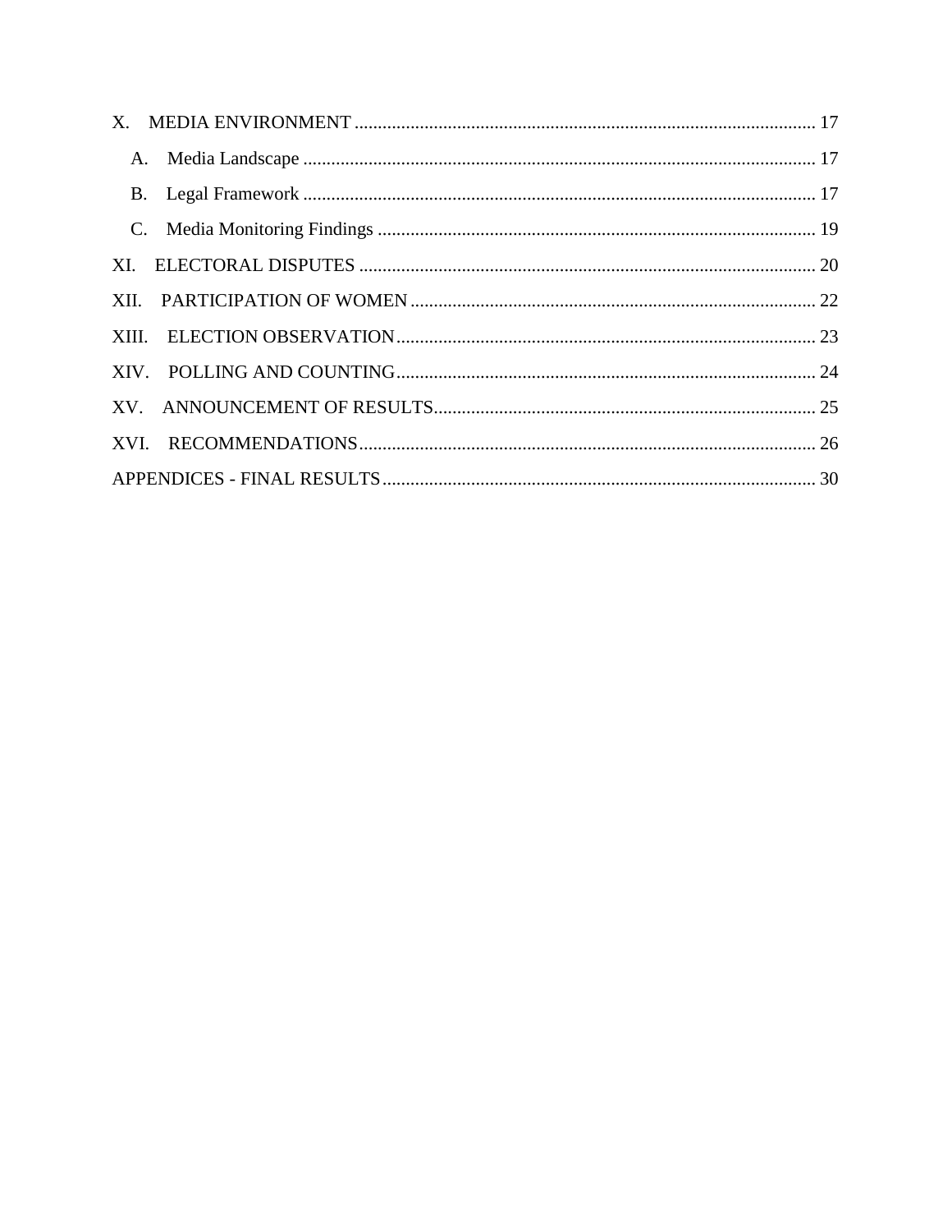X. MEDIA ENVIRONMENT ........ 17

- A. Media Landscape ........ 17
- B. Legal Framework ........ 17
- C. Media Monitoring Findings ........ 19

XI. ELECTORAL DISPUTES ........ 20

XII. PARTICIPATION OF WOMEN ........ 22

XIII. ELECTION OBSERVATION ........ 23

XIV. POLLING AND COUNTING ........ 24

XV. ANNOUNCEMENT OF RESULTS ........ 25

XVI. RECOMMENDATIONS ........ 26

APPENDICES - FINAL RESULTS ........ 30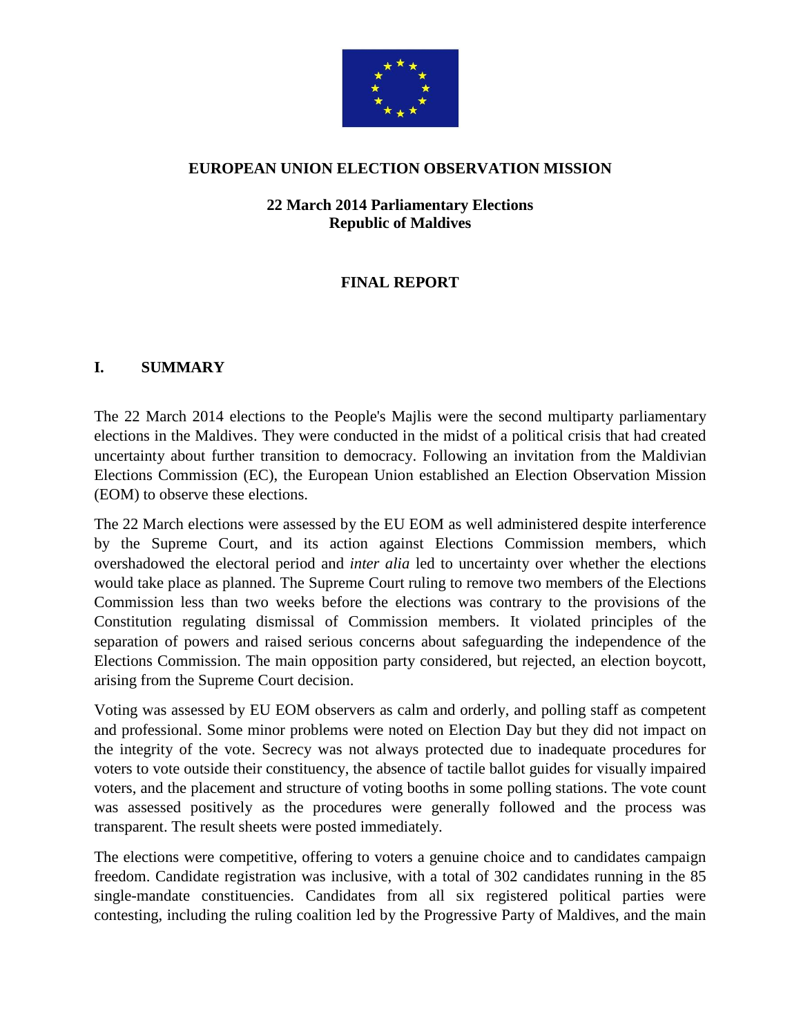**EUROPEAN UNION ELECTION OBSERVATION MISSION**

**22 March 2014 Parliamentary Elections**
**Republic of Maldives**

# FINAL REPORT

## I. SUMMARY

The 22 March 2014 elections to the People's Majlis were the second multiparty parliamentary elections in the Maldives. They were conducted in the midst of a political crisis that had created uncertainty about further transition to democracy. Following an invitation from the Maldivian Elections Commission (EC), the European Union established an Election Observation Mission (EOM) to observe these elections.

The 22 March elections were assessed by the EU EOM as well administered despite interference by the Supreme Court, and its action against Elections Commission members, which overshadowed the electoral period and *inter alia* led to uncertainty over whether the elections would take place as planned. The Supreme Court ruling to remove two members of the Elections Commission less than two weeks before the elections was contrary to the provisions of the Constitution regulating dismissal of Commission members. It violated principles of the separation of powers and raised serious concerns about safeguarding the independence of the Elections Commission. The main opposition party considered, but rejected, an election boycott, arising from the Supreme Court decision.

Voting was assessed by EU EOM observers as calm and orderly, and polling staff as competent and professional. Some minor problems were noted on Election Day but they did not impact on the integrity of the vote. Secrecy was not always protected due to inadequate procedures for voters to vote outside their constituency, the absence of tactile ballot guides for visually impaired voters, and the placement and structure of voting booths in some polling stations. The vote count was assessed positively as the procedures were generally followed and the process was transparent. The result sheets were posted immediately.

The elections were competitive, offering to voters a genuine choice and to candidates campaign freedom. Candidate registration was inclusive, with a total of 302 candidates running in the 85 single-mandate constituencies. Candidates from all six registered political parties were contesting, including the ruling coalition led by the Progressive Party of Maldives, and the main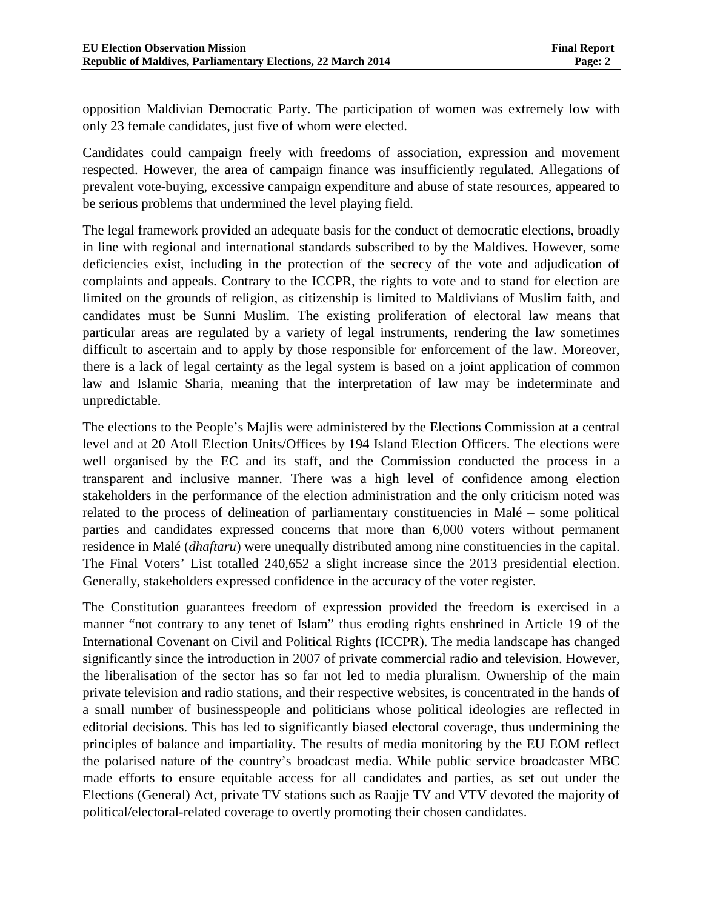opposition Maldivian Democratic Party. The participation of women was extremely low with only 23 female candidates, just five of whom were elected.

Candidates could campaign freely with freedoms of association, expression and movement respected. However, the area of campaign finance was insufficiently regulated. Allegations of prevalent vote-buying, excessive campaign expenditure and abuse of state resources, appeared to be serious problems that undermined the level playing field.

The legal framework provided an adequate basis for the conduct of democratic elections, broadly in line with regional and international standards subscribed to by the Maldives. However, some deficiencies exist, including in the protection of the secrecy of the vote and adjudication of complaints and appeals. Contrary to the ICCPR, the rights to vote and to stand for election are limited on the grounds of religion, as citizenship is limited to Maldivians of Muslim faith, and candidates must be Sunni Muslim. The existing proliferation of electoral law means that particular areas are regulated by a variety of legal instruments, rendering the law sometimes difficult to ascertain and to apply by those responsible for enforcement of the law. Moreover, there is a lack of legal certainty as the legal system is based on a joint application of common law and Islamic Sharia, meaning that the interpretation of law may be indeterminate and unpredictable.

The elections to the People's Majlis were administered by the Elections Commission at a central level and at 20 Atoll Election Units/Offices by 194 Island Election Officers. The elections were well organised by the EC and its staff, and the Commission conducted the process in a transparent and inclusive manner. There was a high level of confidence among election stakeholders in the performance of the election administration and the only criticism noted was related to the process of delineation of parliamentary constituencies in Malé – some political parties and candidates expressed concerns that more than 6,000 voters without permanent residence in Malé (*dhaftaru*) were unequally distributed among nine constituencies in the capital. The Final Voters' List totalled 240,652 a slight increase since the 2013 presidential election. Generally, stakeholders expressed confidence in the accuracy of the voter register.

The Constitution guarantees freedom of expression provided the freedom is exercised in a manner "not contrary to any tenet of Islam" thus eroding rights enshrined in Article 19 of the International Covenant on Civil and Political Rights (ICCPR). The media landscape has changed significantly since the introduction in 2007 of private commercial radio and television. However, the liberalisation of the sector has so far not led to media pluralism. Ownership of the main private television and radio stations, and their respective websites, is concentrated in the hands of a small number of businesspeople and politicians whose political ideologies are reflected in editorial decisions. This has led to significantly biased electoral coverage, thus undermining the principles of balance and impartiality. The results of media monitoring by the EU EOM reflect the polarised nature of the country's broadcast media. While public service broadcaster MBC made efforts to ensure equitable access for all candidates and parties, as set out under the Elections (General) Act, private TV stations such as Raajje TV and VTV devoted the majority of political/electoral-related coverage to overtly promoting their chosen candidates.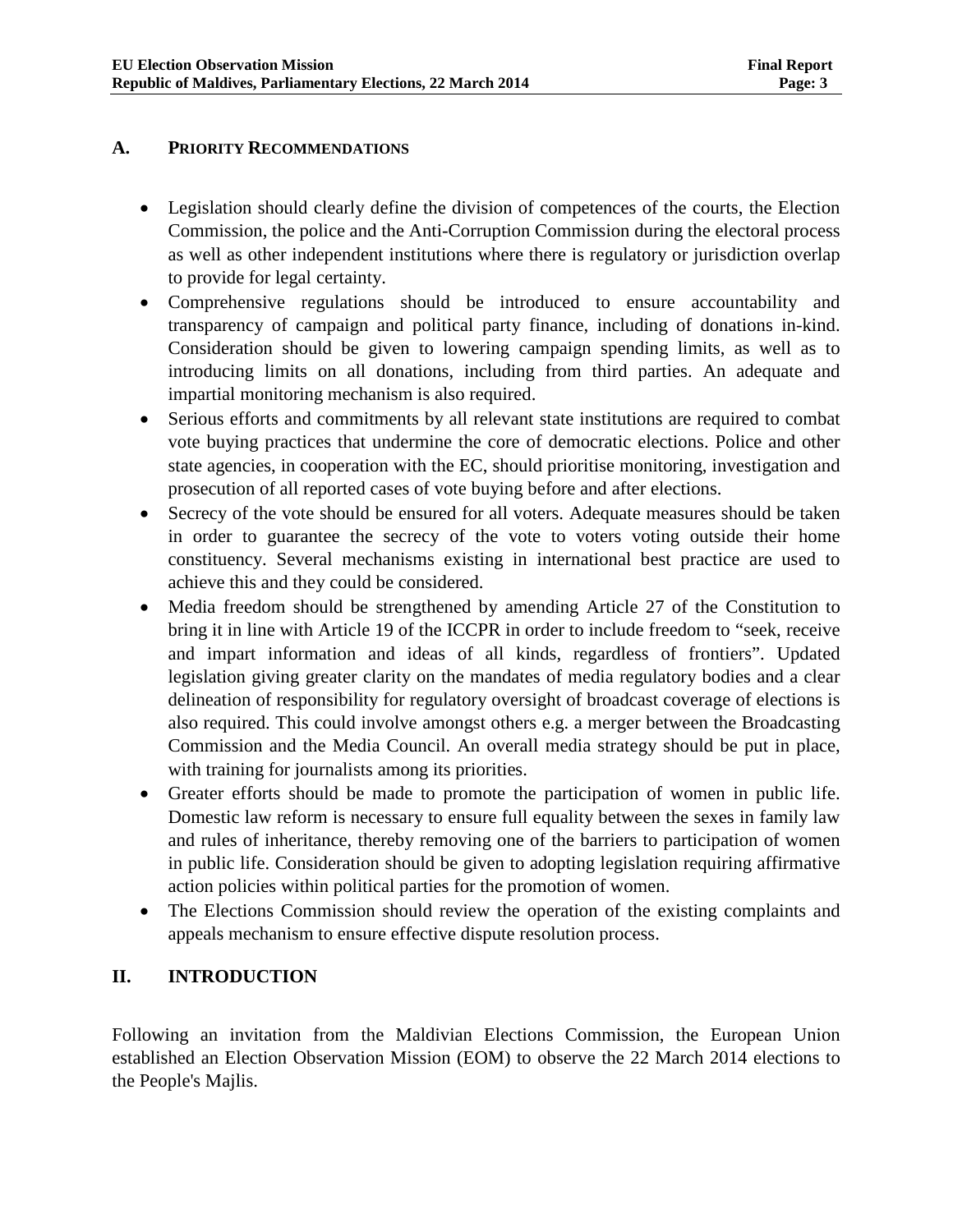### A. PRIORITY RECOMMENDATIONS

- Legislation should clearly define the division of competences of the courts, the Election Commission, the police and the Anti-Corruption Commission during the electoral process as well as other independent institutions where there is regulatory or jurisdiction overlap to provide for legal certainty.
- Comprehensive regulations should be introduced to ensure accountability and transparency of campaign and political party finance, including of donations in-kind. Consideration should be given to lowering campaign spending limits, as well as to introducing limits on all donations, including from third parties. An adequate and impartial monitoring mechanism is also required.
- Serious efforts and commitments by all relevant state institutions are required to combat vote buying practices that undermine the core of democratic elections. Police and other state agencies, in cooperation with the EC, should prioritise monitoring, investigation and prosecution of all reported cases of vote buying before and after elections.
- Secrecy of the vote should be ensured for all voters. Adequate measures should be taken in order to guarantee the secrecy of the vote to voters voting outside their home constituency. Several mechanisms existing in international best practice are used to achieve this and they could be considered.
- Media freedom should be strengthened by amending Article 27 of the Constitution to bring it in line with Article 19 of the ICCPR in order to include freedom to "seek, receive and impart information and ideas of all kinds, regardless of frontiers". Updated legislation giving greater clarity on the mandates of media regulatory bodies and a clear delineation of responsibility for regulatory oversight of broadcast coverage of elections is also required. This could involve amongst others e.g. a merger between the Broadcasting Commission and the Media Council. An overall media strategy should be put in place, with training for journalists among its priorities.
- Greater efforts should be made to promote the participation of women in public life. Domestic law reform is necessary to ensure full equality between the sexes in family law and rules of inheritance, thereby removing one of the barriers to participation of women in public life. Consideration should be given to adopting legislation requiring affirmative action policies within political parties for the promotion of women.
- The Elections Commission should review the operation of the existing complaints and appeals mechanism to ensure effective dispute resolution process.

## II. INTRODUCTION

Following an invitation from the Maldivian Elections Commission, the European Union established an Election Observation Mission (EOM) to observe the 22 March 2014 elections to the People's Majlis.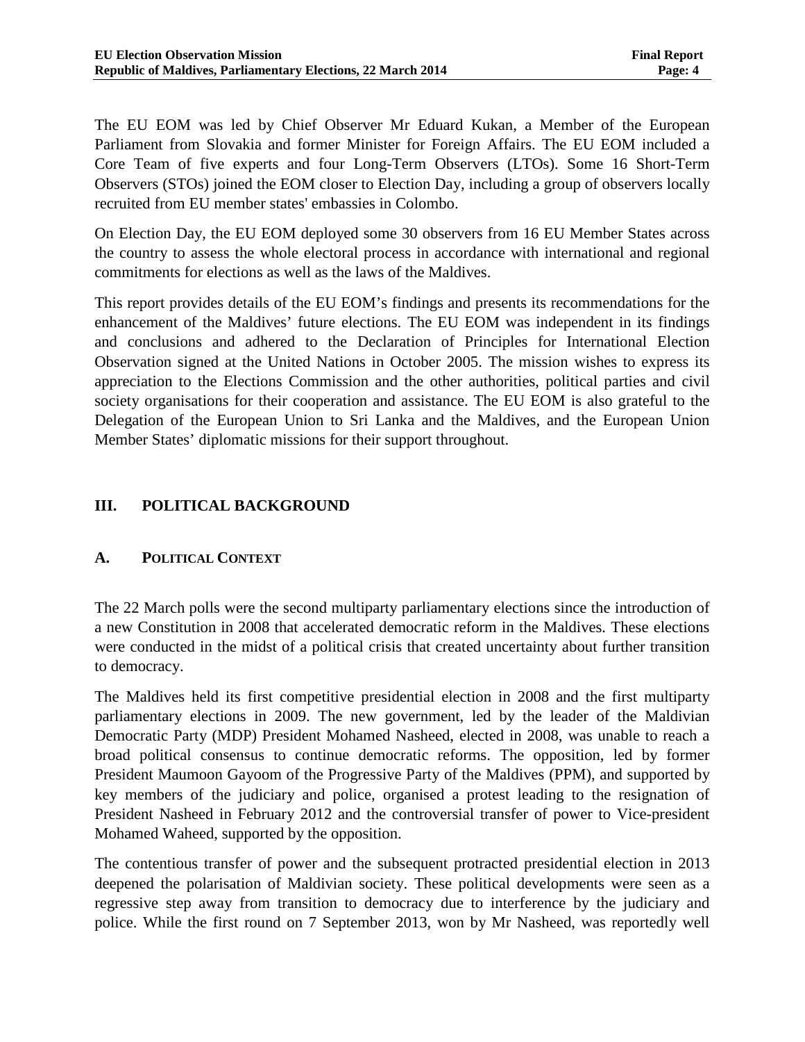The EU EOM was led by Chief Observer Mr Eduard Kukan, a Member of the European Parliament from Slovakia and former Minister for Foreign Affairs. The EU EOM included a Core Team of five experts and four Long-Term Observers (LTOs). Some 16 Short-Term Observers (STOs) joined the EOM closer to Election Day, including a group of observers locally recruited from EU member states' embassies in Colombo.

On Election Day, the EU EOM deployed some 30 observers from 16 EU Member States across the country to assess the whole electoral process in accordance with international and regional commitments for elections as well as the laws of the Maldives.

This report provides details of the EU EOM's findings and presents its recommendations for the enhancement of the Maldives' future elections. The EU EOM was independent in its findings and conclusions and adhered to the Declaration of Principles for International Election Observation signed at the United Nations in October 2005. The mission wishes to express its appreciation to the Elections Commission and the other authorities, political parties and civil society organisations for their cooperation and assistance. The EU EOM is also grateful to the Delegation of the European Union to Sri Lanka and the Maldives, and the European Union Member States' diplomatic missions for their support throughout.

## III. POLITICAL BACKGROUND

### A. POLITICAL CONTEXT

The 22 March polls were the second multiparty parliamentary elections since the introduction of a new Constitution in 2008 that accelerated democratic reform in the Maldives. These elections were conducted in the midst of a political crisis that created uncertainty about further transition to democracy.

The Maldives held its first competitive presidential election in 2008 and the first multiparty parliamentary elections in 2009. The new government, led by the leader of the Maldivian Democratic Party (MDP) President Mohamed Nasheed, elected in 2008, was unable to reach a broad political consensus to continue democratic reforms. The opposition, led by former President Maumoon Gayoom of the Progressive Party of the Maldives (PPM), and supported by key members of the judiciary and police, organised a protest leading to the resignation of President Nasheed in February 2012 and the controversial transfer of power to Vice-president Mohamed Waheed, supported by the opposition.

The contentious transfer of power and the subsequent protracted presidential election in 2013 deepened the polarisation of Maldivian society. These political developments were seen as a regressive step away from transition to democracy due to interference by the judiciary and police. While the first round on 7 September 2013, won by Mr Nasheed, was reportedly well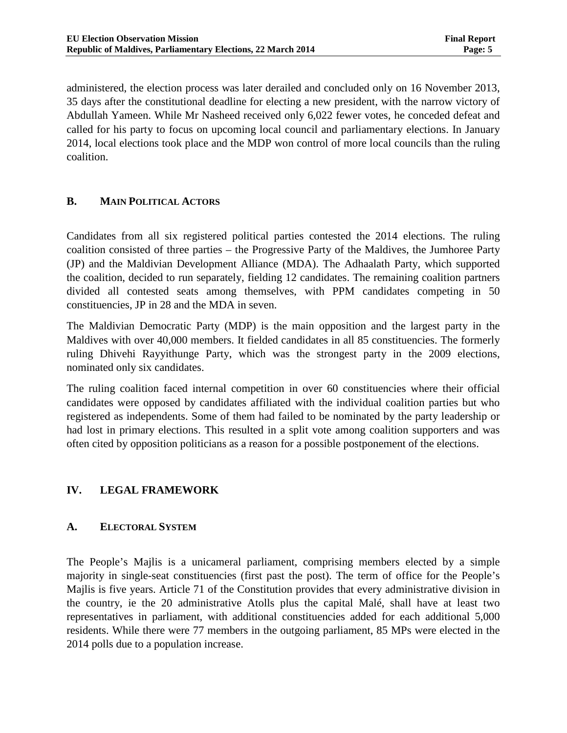administered, the election process was later derailed and concluded only on 16 November 2013, 35 days after the constitutional deadline for electing a new president, with the narrow victory of Abdullah Yameen. While Mr Nasheed received only 6,022 fewer votes, he conceded defeat and called for his party to focus on upcoming local council and parliamentary elections. In January 2014, local elections took place and the MDP won control of more local councils than the ruling coalition.

### B. Main Political Actors

Candidates from all six registered political parties contested the 2014 elections. The ruling coalition consisted of three parties – the Progressive Party of the Maldives, the Jumhoree Party (JP) and the Maldivian Development Alliance (MDA). The Adhaalath Party, which supported the coalition, decided to run separately, fielding 12 candidates. The remaining coalition partners divided all contested seats among themselves, with PPM candidates competing in 50 constituencies, JP in 28 and the MDA in seven.

The Maldivian Democratic Party (MDP) is the main opposition and the largest party in the Maldives with over 40,000 members. It fielded candidates in all 85 constituencies. The formerly ruling Dhivehi Rayyithunge Party, which was the strongest party in the 2009 elections, nominated only six candidates.

The ruling coalition faced internal competition in over 60 constituencies where their official candidates were opposed by candidates affiliated with the individual coalition parties but who registered as independents. Some of them had failed to be nominated by the party leadership or had lost in primary elections. This resulted in a split vote among coalition supporters and was often cited by opposition politicians as a reason for a possible postponement of the elections.

## IV. Legal Framework

### A. Electoral System

The People's Majlis is a unicameral parliament, comprising members elected by a simple majority in single-seat constituencies (first past the post). The term of office for the People's Majlis is five years. Article 71 of the Constitution provides that every administrative division in the country, ie the 20 administrative Atolls plus the capital Malé, shall have at least two representatives in parliament, with additional constituencies added for each additional 5,000 residents. While there were 77 members in the outgoing parliament, 85 MPs were elected in the 2014 polls due to a population increase.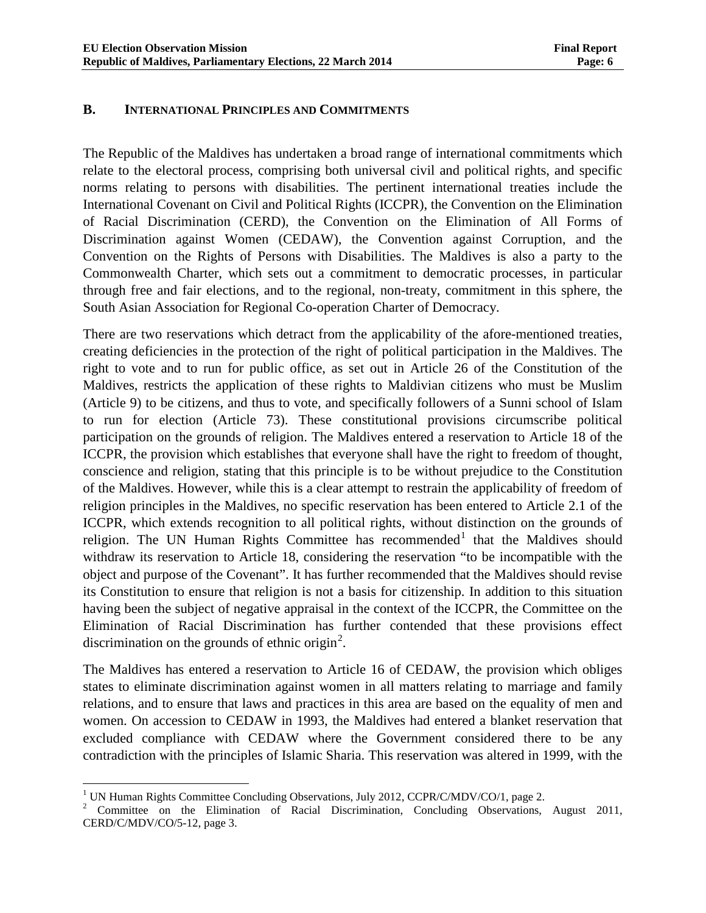## B. INTERNATIONAL PRINCIPLES AND COMMITMENTS

The Republic of the Maldives has undertaken a broad range of international commitments which relate to the electoral process, comprising both universal civil and political rights, and specific norms relating to persons with disabilities. The pertinent international treaties include the International Covenant on Civil and Political Rights (ICCPR), the Convention on the Elimination of Racial Discrimination (CERD), the Convention on the Elimination of All Forms of Discrimination against Women (CEDAW), the Convention against Corruption, and the Convention on the Rights of Persons with Disabilities. The Maldives is also a party to the Commonwealth Charter, which sets out a commitment to democratic processes, in particular through free and fair elections, and to the regional, non-treaty, commitment in this sphere, the South Asian Association for Regional Co-operation Charter of Democracy.

There are two reservations which detract from the applicability of the afore-mentioned treaties, creating deficiencies in the protection of the right of political participation in the Maldives. The right to vote and to run for public office, as set out in Article 26 of the Constitution of the Maldives, restricts the application of these rights to Maldivian citizens who must be Muslim (Article 9) to be citizens, and thus to vote, and specifically followers of a Sunni school of Islam to run for election (Article 73). These constitutional provisions circumscribe political participation on the grounds of religion. The Maldives entered a reservation to Article 18 of the ICCPR, the provision which establishes that everyone shall have the right to freedom of thought, conscience and religion, stating that this principle is to be without prejudice to the Constitution of the Maldives. However, while this is a clear attempt to restrain the applicability of freedom of religion principles in the Maldives, no specific reservation has been entered to Article 2.1 of the ICCPR, which extends recognition to all political rights, without distinction on the grounds of religion. The UN Human Rights Committee has recommended[1] that the Maldives should withdraw its reservation to Article 18, considering the reservation "to be incompatible with the object and purpose of the Covenant". It has further recommended that the Maldives should revise its Constitution to ensure that religion is not a basis for citizenship. In addition to this situation having been the subject of negative appraisal in the context of the ICCPR, the Committee on the Elimination of Racial Discrimination has further contended that these provisions effect discrimination on the grounds of ethnic origin[2].

The Maldives has entered a reservation to Article 16 of CEDAW, the provision which obliges states to eliminate discrimination against women in all matters relating to marriage and family relations, and to ensure that laws and practices in this area are based on the equality of men and women. On accession to CEDAW in 1993, the Maldives had entered a blanket reservation that excluded compliance with CEDAW where the Government considered there to be any contradiction with the principles of Islamic Sharia. This reservation was altered in 1999, with the

---

[1] UN Human Rights Committee Concluding Observations, July 2012, CCPR/C/MDV/CO/1, page 2.

[2] Committee on the Elimination of Racial Discrimination, Concluding Observations, August 2011, CERD/C/MDV/CO/5-12, page 3.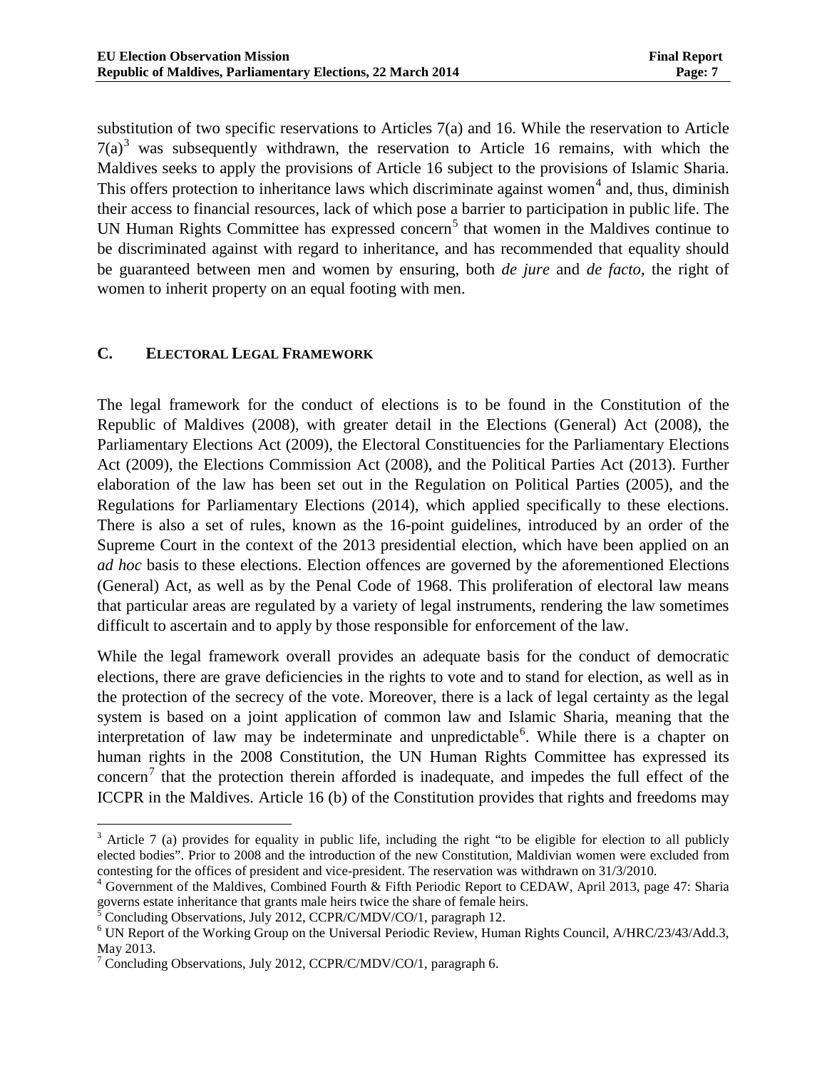substitution of two specific reservations to Articles 7(a) and 16. While the reservation to Article 7(a)[3] was subsequently withdrawn, the reservation to Article 16 remains, with which the Maldives seeks to apply the provisions of Article 16 subject to the provisions of Islamic Sharia. This offers protection to inheritance laws which discriminate against women[4] and, thus, diminish their access to financial resources, lack of which pose a barrier to participation in public life. The UN Human Rights Committee has expressed concern[5] that women in the Maldives continue to be discriminated against with regard to inheritance, and has recommended that equality should be guaranteed between men and women by ensuring, both *de jure* and *de facto*, the right of women to inherit property on an equal footing with men.

## C. ELECTORAL LEGAL FRAMEWORK

The legal framework for the conduct of elections is to be found in the Constitution of the Republic of Maldives (2008), with greater detail in the Elections (General) Act (2008), the Parliamentary Elections Act (2009), the Electoral Constituencies for the Parliamentary Elections Act (2009), the Elections Commission Act (2008), and the Political Parties Act (2013). Further elaboration of the law has been set out in the Regulation on Political Parties (2005), and the Regulations for Parliamentary Elections (2014), which applied specifically to these elections. There is also a set of rules, known as the 16-point guidelines, introduced by an order of the Supreme Court in the context of the 2013 presidential election, which have been applied on an *ad hoc* basis to these elections. Election offences are governed by the aforementioned Elections (General) Act, as well as by the Penal Code of 1968. This proliferation of electoral law means that particular areas are regulated by a variety of legal instruments, rendering the law sometimes difficult to ascertain and to apply by those responsible for enforcement of the law.

While the legal framework overall provides an adequate basis for the conduct of democratic elections, there are grave deficiencies in the rights to vote and to stand for election, as well as in the protection of the secrecy of the vote. Moreover, there is a lack of legal certainty as the legal system is based on a joint application of common law and Islamic Sharia, meaning that the interpretation of law may be indeterminate and unpredictable[6]. While there is a chapter on human rights in the 2008 Constitution, the UN Human Rights Committee has expressed its concern[7] that the protection therein afforded is inadequate, and impedes the full effect of the ICCPR in the Maldives. Article 16 (b) of the Constitution provides that rights and freedoms may

---

[3] Article 7 (a) provides for equality in public life, including the right "to be eligible for election to all publicly elected bodies". Prior to 2008 and the introduction of the new Constitution, Maldivian women were excluded from contesting for the offices of president and vice-president. The reservation was withdrawn on 31/3/2010.

[4] Government of the Maldives, Combined Fourth & Fifth Periodic Report to CEDAW, April 2013, page 47: Sharia governs estate inheritance that grants male heirs twice the share of female heirs.

[5] Concluding Observations, July 2012, CCPR/C/MDV/CO/1, paragraph 12.

[6] UN Report of the Working Group on the Universal Periodic Review, Human Rights Council, A/HRC/23/43/Add.3, May 2013.

[7] Concluding Observations, July 2012, CCPR/C/MDV/CO/1, paragraph 6.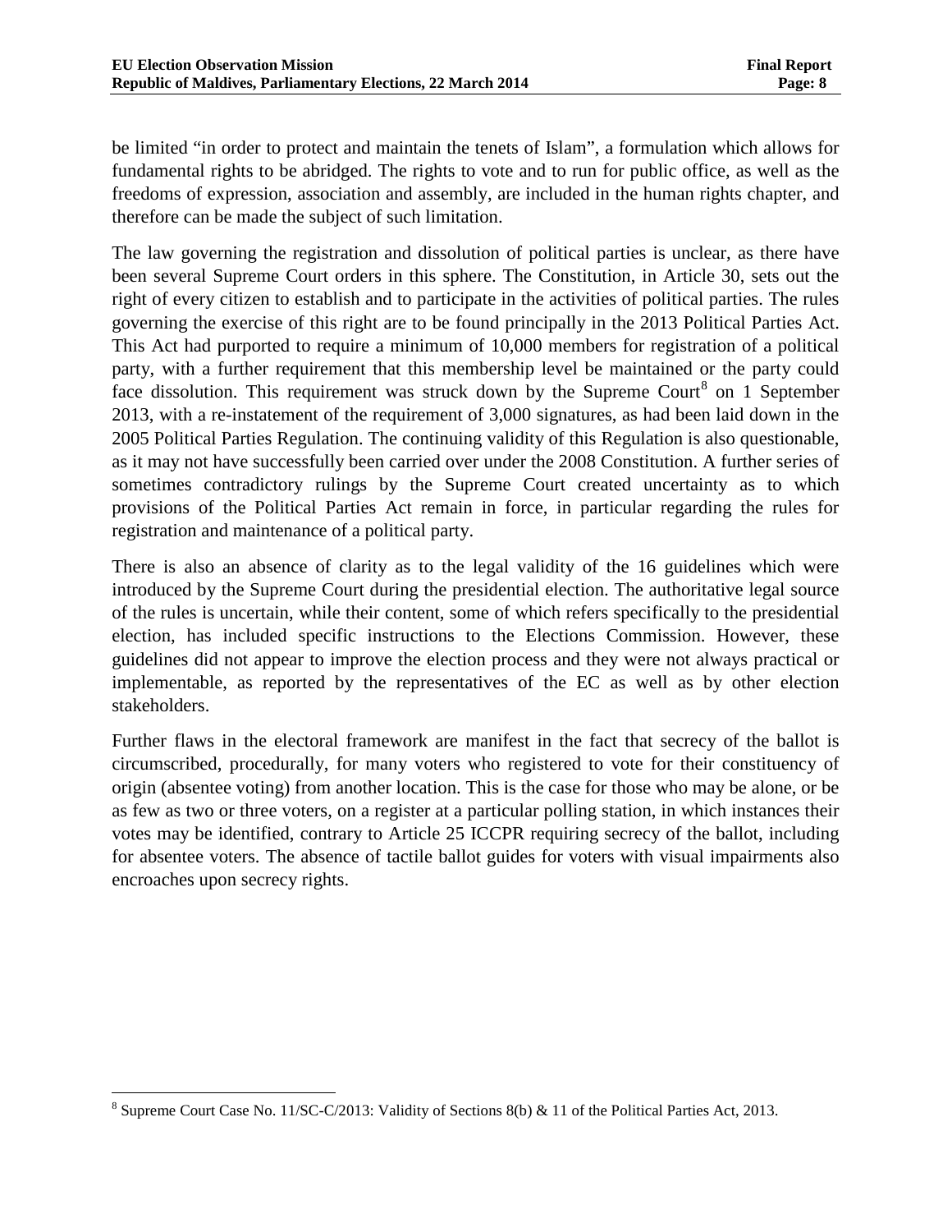be limited "in order to protect and maintain the tenets of Islam", a formulation which allows for fundamental rights to be abridged. The rights to vote and to run for public office, as well as the freedoms of expression, association and assembly, are included in the human rights chapter, and therefore can be made the subject of such limitation.

The law governing the registration and dissolution of political parties is unclear, as there have been several Supreme Court orders in this sphere. The Constitution, in Article 30, sets out the right of every citizen to establish and to participate in the activities of political parties. The rules governing the exercise of this right are to be found principally in the 2013 Political Parties Act. This Act had purported to require a minimum of 10,000 members for registration of a political party, with a further requirement that this membership level be maintained or the party could face dissolution. This requirement was struck down by the Supreme Court[8] on 1 September 2013, with a re-instatement of the requirement of 3,000 signatures, as had been laid down in the 2005 Political Parties Regulation. The continuing validity of this Regulation is also questionable, as it may not have successfully been carried over under the 2008 Constitution. A further series of sometimes contradictory rulings by the Supreme Court created uncertainty as to which provisions of the Political Parties Act remain in force, in particular regarding the rules for registration and maintenance of a political party.

There is also an absence of clarity as to the legal validity of the 16 guidelines which were introduced by the Supreme Court during the presidential election. The authoritative legal source of the rules is uncertain, while their content, some of which refers specifically to the presidential election, has included specific instructions to the Elections Commission. However, these guidelines did not appear to improve the election process and they were not always practical or implementable, as reported by the representatives of the EC as well as by other election stakeholders.

Further flaws in the electoral framework are manifest in the fact that secrecy of the ballot is circumscribed, procedurally, for many voters who registered to vote for their constituency of origin (absentee voting) from another location. This is the case for those who may be alone, or be as few as two or three voters, on a register at a particular polling station, in which instances their votes may be identified, contrary to Article 25 ICCPR requiring secrecy of the ballot, including for absentee voters. The absence of tactile ballot guides for voters with visual impairments also encroaches upon secrecy rights.

---

[8] Supreme Court Case No. 11/SC-C/2013: Validity of Sections 8(b) & 11 of the Political Parties Act, 2013.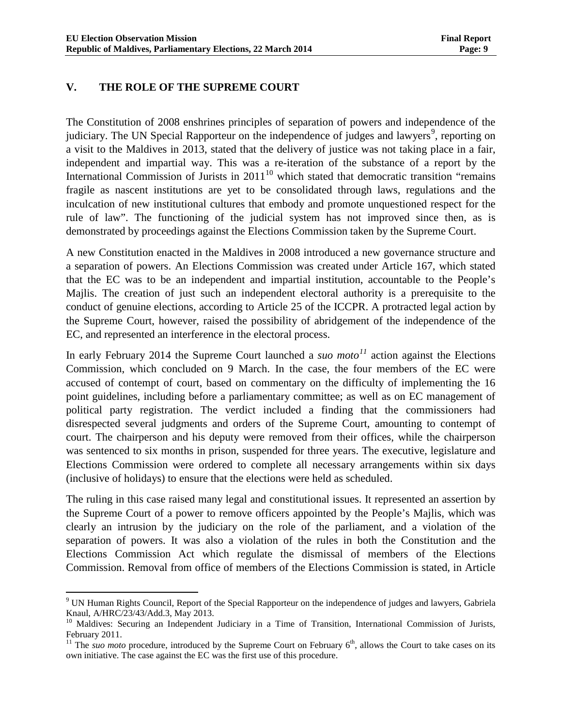## V. THE ROLE OF THE SUPREME COURT

The Constitution of 2008 enshrines principles of separation of powers and independence of the judiciary. The UN Special Rapporteur on the independence of judges and lawyers[9], reporting on a visit to the Maldives in 2013, stated that the delivery of justice was not taking place in a fair, independent and impartial way. This was a re-iteration of the substance of a report by the International Commission of Jurists in 2011[10] which stated that democratic transition "remains fragile as nascent institutions are yet to be consolidated through laws, regulations and the inculcation of new institutional cultures that embody and promote unquestioned respect for the rule of law". The functioning of the judicial system has not improved since then, as is demonstrated by proceedings against the Elections Commission taken by the Supreme Court.

A new Constitution enacted in the Maldives in 2008 introduced a new governance structure and a separation of powers. An Elections Commission was created under Article 167, which stated that the EC was to be an independent and impartial institution, accountable to the People's Majlis. The creation of just such an independent electoral authority is a prerequisite to the conduct of genuine elections, according to Article 25 of the ICCPR. A protracted legal action by the Supreme Court, however, raised the possibility of abridgement of the independence of the EC, and represented an interference in the electoral process.

In early February 2014 the Supreme Court launched a *suo moto*[11] action against the Elections Commission, which concluded on 9 March. In the case, the four members of the EC were accused of contempt of court, based on commentary on the difficulty of implementing the 16 point guidelines, including before a parliamentary committee; as well as on EC management of political party registration. The verdict included a finding that the commissioners had disrespected several judgments and orders of the Supreme Court, amounting to contempt of court. The chairperson and his deputy were removed from their offices, while the chairperson was sentenced to six months in prison, suspended for three years. The executive, legislature and Elections Commission were ordered to complete all necessary arrangements within six days (inclusive of holidays) to ensure that the elections were held as scheduled.

The ruling in this case raised many legal and constitutional issues. It represented an assertion by the Supreme Court of a power to remove officers appointed by the People's Majlis, which was clearly an intrusion by the judiciary on the role of the parliament, and a violation of the separation of powers. It was also a violation of the rules in both the Constitution and the Elections Commission Act which regulate the dismissal of members of the Elections Commission. Removal from office of members of the Elections Commission is stated, in Article

---

[9] UN Human Rights Council, Report of the Special Rapporteur on the independence of judges and lawyers, Gabriela Knaul, A/HRC/23/43/Add.3, May 2013.

[10] Maldives: Securing an Independent Judiciary in a Time of Transition, International Commission of Jurists, February 2011.

[11] The *suo moto* procedure, introduced by the Supreme Court on February 6th, allows the Court to take cases on its own initiative. The case against the EC was the first use of this procedure.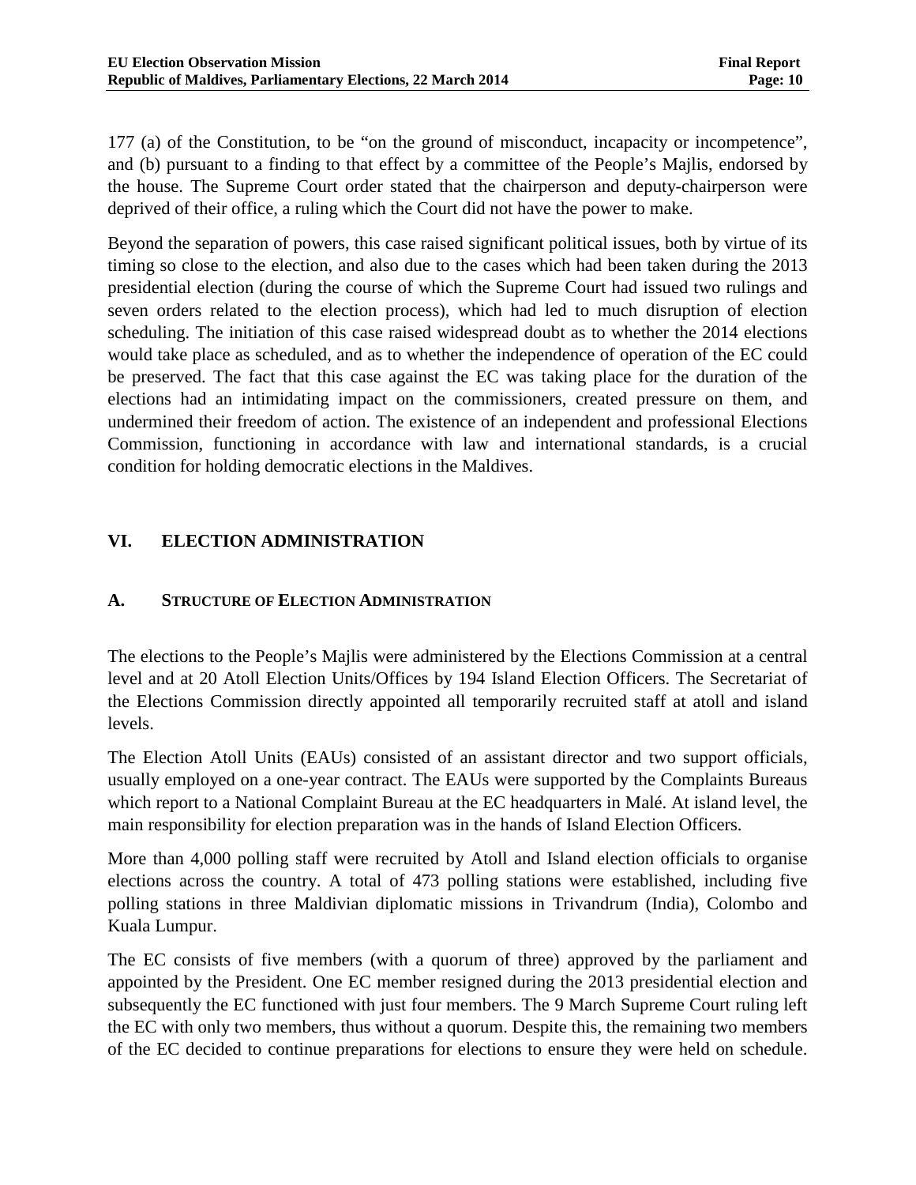177 (a) of the Constitution, to be "on the ground of misconduct, incapacity or incompetence", and (b) pursuant to a finding to that effect by a committee of the People's Majlis, endorsed by the house. The Supreme Court order stated that the chairperson and deputy-chairperson were deprived of their office, a ruling which the Court did not have the power to make.

Beyond the separation of powers, this case raised significant political issues, both by virtue of its timing so close to the election, and also due to the cases which had been taken during the 2013 presidential election (during the course of which the Supreme Court had issued two rulings and seven orders related to the election process), which had led to much disruption of election scheduling. The initiation of this case raised widespread doubt as to whether the 2014 elections would take place as scheduled, and as to whether the independence of operation of the EC could be preserved. The fact that this case against the EC was taking place for the duration of the elections had an intimidating impact on the commissioners, created pressure on them, and undermined their freedom of action. The existence of an independent and professional Elections Commission, functioning in accordance with law and international standards, is a crucial condition for holding democratic elections in the Maldives.

## VI. ELECTION ADMINISTRATION

### A. Structure of Election Administration

The elections to the People's Majlis were administered by the Elections Commission at a central level and at 20 Atoll Election Units/Offices by 194 Island Election Officers. The Secretariat of the Elections Commission directly appointed all temporarily recruited staff at atoll and island levels.

The Election Atoll Units (EAUs) consisted of an assistant director and two support officials, usually employed on a one-year contract. The EAUs were supported by the Complaints Bureaus which report to a National Complaint Bureau at the EC headquarters in Malé. At island level, the main responsibility for election preparation was in the hands of Island Election Officers.

More than 4,000 polling staff were recruited by Atoll and Island election officials to organise elections across the country. A total of 473 polling stations were established, including five polling stations in three Maldivian diplomatic missions in Trivandrum (India), Colombo and Kuala Lumpur.

The EC consists of five members (with a quorum of three) approved by the parliament and appointed by the President. One EC member resigned during the 2013 presidential election and subsequently the EC functioned with just four members. The 9 March Supreme Court ruling left the EC with only two members, thus without a quorum. Despite this, the remaining two members of the EC decided to continue preparations for elections to ensure they were held on schedule.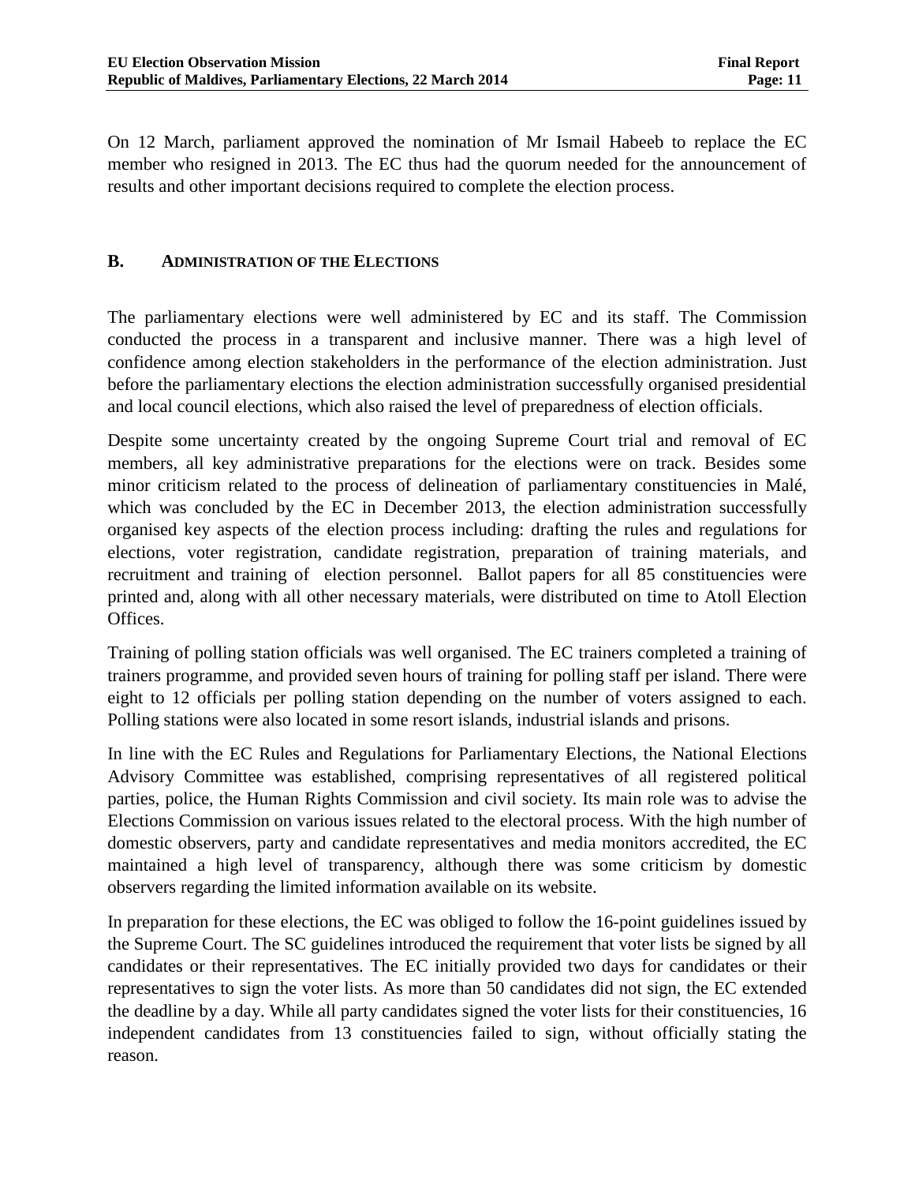On 12 March, parliament approved the nomination of Mr Ismail Habeeb to replace the EC member who resigned in 2013. The EC thus had the quorum needed for the announcement of results and other important decisions required to complete the election process.

## B. Administration of the Elections

The parliamentary elections were well administered by EC and its staff. The Commission conducted the process in a transparent and inclusive manner. There was a high level of confidence among election stakeholders in the performance of the election administration. Just before the parliamentary elections the election administration successfully organised presidential and local council elections, which also raised the level of preparedness of election officials.

Despite some uncertainty created by the ongoing Supreme Court trial and removal of EC members, all key administrative preparations for the elections were on track. Besides some minor criticism related to the process of delineation of parliamentary constituencies in Malé, which was concluded by the EC in December 2013, the election administration successfully organised key aspects of the election process including: drafting the rules and regulations for elections, voter registration, candidate registration, preparation of training materials, and recruitment and training of election personnel. Ballot papers for all 85 constituencies were printed and, along with all other necessary materials, were distributed on time to Atoll Election Offices.

Training of polling station officials was well organised. The EC trainers completed a training of trainers programme, and provided seven hours of training for polling staff per island. There were eight to 12 officials per polling station depending on the number of voters assigned to each. Polling stations were also located in some resort islands, industrial islands and prisons.

In line with the EC Rules and Regulations for Parliamentary Elections, the National Elections Advisory Committee was established, comprising representatives of all registered political parties, police, the Human Rights Commission and civil society. Its main role was to advise the Elections Commission on various issues related to the electoral process. With the high number of domestic observers, party and candidate representatives and media monitors accredited, the EC maintained a high level of transparency, although there was some criticism by domestic observers regarding the limited information available on its website.

In preparation for these elections, the EC was obliged to follow the 16-point guidelines issued by the Supreme Court. The SC guidelines introduced the requirement that voter lists be signed by all candidates or their representatives. The EC initially provided two days for candidates or their representatives to sign the voter lists. As more than 50 candidates did not sign, the EC extended the deadline by a day. While all party candidates signed the voter lists for their constituencies, 16 independent candidates from 13 constituencies failed to sign, without officially stating the reason.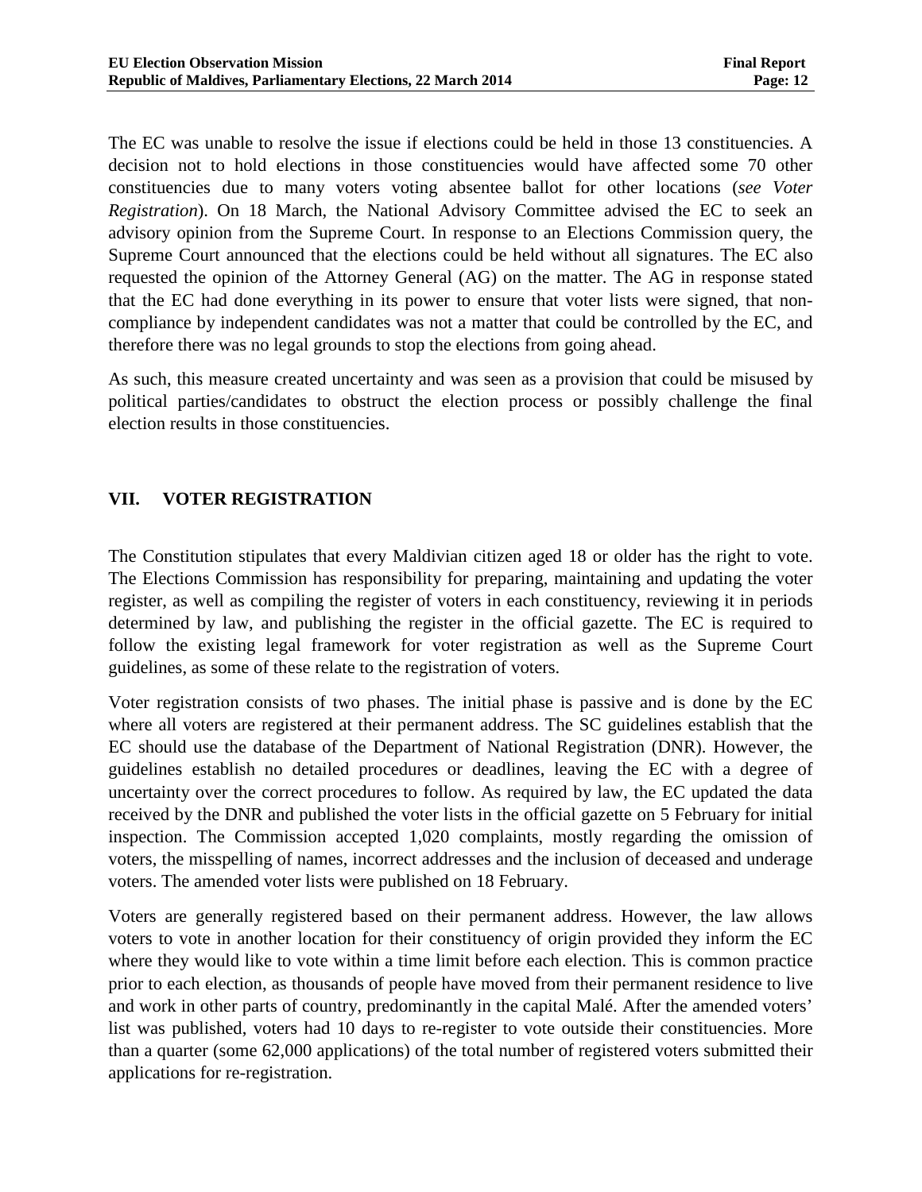The EC was unable to resolve the issue if elections could be held in those 13 constituencies. A decision not to hold elections in those constituencies would have affected some 70 other constituencies due to many voters voting absentee ballot for other locations (*see Voter Registration*). On 18 March, the National Advisory Committee advised the EC to seek an advisory opinion from the Supreme Court. In response to an Elections Commission query, the Supreme Court announced that the elections could be held without all signatures. The EC also requested the opinion of the Attorney General (AG) on the matter. The AG in response stated that the EC had done everything in its power to ensure that voter lists were signed, that non-compliance by independent candidates was not a matter that could be controlled by the EC, and therefore there was no legal grounds to stop the elections from going ahead.

As such, this measure created uncertainty and was seen as a provision that could be misused by political parties/candidates to obstruct the election process or possibly challenge the final election results in those constituencies.

## VII. VOTER REGISTRATION

The Constitution stipulates that every Maldivian citizen aged 18 or older has the right to vote. The Elections Commission has responsibility for preparing, maintaining and updating the voter register, as well as compiling the register of voters in each constituency, reviewing it in periods determined by law, and publishing the register in the official gazette. The EC is required to follow the existing legal framework for voter registration as well as the Supreme Court guidelines, as some of these relate to the registration of voters.

Voter registration consists of two phases. The initial phase is passive and is done by the EC where all voters are registered at their permanent address. The SC guidelines establish that the EC should use the database of the Department of National Registration (DNR). However, the guidelines establish no detailed procedures or deadlines, leaving the EC with a degree of uncertainty over the correct procedures to follow. As required by law, the EC updated the data received by the DNR and published the voter lists in the official gazette on 5 February for initial inspection. The Commission accepted 1,020 complaints, mostly regarding the omission of voters, the misspelling of names, incorrect addresses and the inclusion of deceased and underage voters. The amended voter lists were published on 18 February.

Voters are generally registered based on their permanent address. However, the law allows voters to vote in another location for their constituency of origin provided they inform the EC where they would like to vote within a time limit before each election. This is common practice prior to each election, as thousands of people have moved from their permanent residence to live and work in other parts of country, predominantly in the capital Malé. After the amended voters' list was published, voters had 10 days to re-register to vote outside their constituencies. More than a quarter (some 62,000 applications) of the total number of registered voters submitted their applications for re-registration.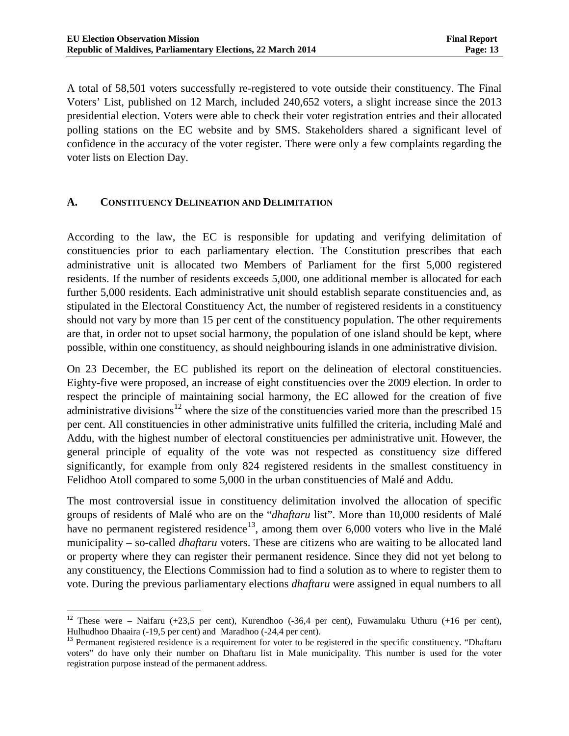A total of 58,501 voters successfully re-registered to vote outside their constituency. The Final Voters' List, published on 12 March, included 240,652 voters, a slight increase since the 2013 presidential election. Voters were able to check their voter registration entries and their allocated polling stations on the EC website and by SMS. Stakeholders shared a significant level of confidence in the accuracy of the voter register. There were only a few complaints regarding the voter lists on Election Day.

## A. Constituency Delineation and Delimitation

According to the law, the EC is responsible for updating and verifying delimitation of constituencies prior to each parliamentary election. The Constitution prescribes that each administrative unit is allocated two Members of Parliament for the first 5,000 registered residents. If the number of residents exceeds 5,000, one additional member is allocated for each further 5,000 residents. Each administrative unit should establish separate constituencies and, as stipulated in the Electoral Constituency Act, the number of registered residents in a constituency should not vary by more than 15 per cent of the constituency population. The other requirements are that, in order not to upset social harmony, the population of one island should be kept, where possible, within one constituency, as should neighbouring islands in one administrative division.

On 23 December, the EC published its report on the delineation of electoral constituencies. Eighty-five were proposed, an increase of eight constituencies over the 2009 election. In order to respect the principle of maintaining social harmony, the EC allowed for the creation of five administrative divisions[12] where the size of the constituencies varied more than the prescribed 15 per cent. All constituencies in other administrative units fulfilled the criteria, including Malé and Addu, with the highest number of electoral constituencies per administrative unit. However, the general principle of equality of the vote was not respected as constituency size differed significantly, for example from only 824 registered residents in the smallest constituency in Felidhoo Atoll compared to some 5,000 in the urban constituencies of Malé and Addu.

The most controversial issue in constituency delimitation involved the allocation of specific groups of residents of Malé who are on the "*dhaftaru* list". More than 10,000 residents of Malé have no permanent registered residence[13], among them over 6,000 voters who live in the Malé municipality – so-called *dhaftaru* voters. These are citizens who are waiting to be allocated land or property where they can register their permanent residence. Since they did not yet belong to any constituency, the Elections Commission had to find a solution as to where to register them to vote. During the previous parliamentary elections *dhaftaru* were assigned in equal numbers to all

---

[12] These were – Naifaru (+23,5 per cent), Kurendhoo (-36,4 per cent), Fuwamulaku Uthuru (+16 per cent), Hulhudhoo Dhaaira (-19,5 per cent) and Maradhoo (-24,4 per cent).

[13] Permanent registered residence is a requirement for voter to be registered in the specific constituency. "Dhaftaru voters" do have only their number on Dhaftaru list in Male municipality. This number is used for the voter registration purpose instead of the permanent address.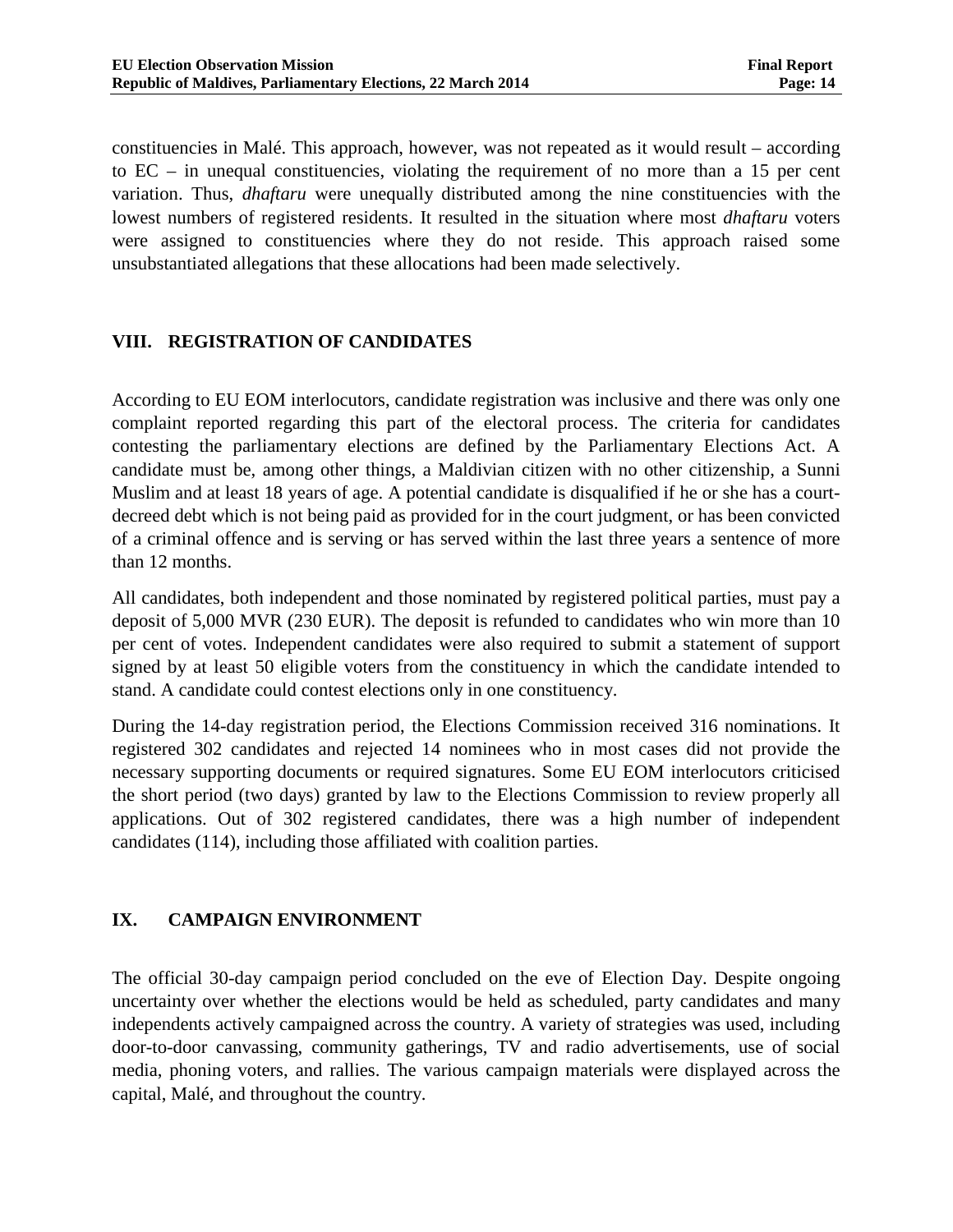constituencies in Malé. This approach, however, was not repeated as it would result – according to EC – in unequal constituencies, violating the requirement of no more than a 15 per cent variation. Thus, *dhaftaru* were unequally distributed among the nine constituencies with the lowest numbers of registered residents. It resulted in the situation where most *dhaftaru* voters were assigned to constituencies where they do not reside. This approach raised some unsubstantiated allegations that these allocations had been made selectively.

## VIII. REGISTRATION OF CANDIDATES

According to EU EOM interlocutors, candidate registration was inclusive and there was only one complaint reported regarding this part of the electoral process. The criteria for candidates contesting the parliamentary elections are defined by the Parliamentary Elections Act. A candidate must be, among other things, a Maldivian citizen with no other citizenship, a Sunni Muslim and at least 18 years of age. A potential candidate is disqualified if he or she has a court-decreed debt which is not being paid as provided for in the court judgment, or has been convicted of a criminal offence and is serving or has served within the last three years a sentence of more than 12 months.

All candidates, both independent and those nominated by registered political parties, must pay a deposit of 5,000 MVR (230 EUR). The deposit is refunded to candidates who win more than 10 per cent of votes. Independent candidates were also required to submit a statement of support signed by at least 50 eligible voters from the constituency in which the candidate intended to stand. A candidate could contest elections only in one constituency.

During the 14-day registration period, the Elections Commission received 316 nominations. It registered 302 candidates and rejected 14 nominees who in most cases did not provide the necessary supporting documents or required signatures. Some EU EOM interlocutors criticised the short period (two days) granted by law to the Elections Commission to review properly all applications. Out of 302 registered candidates, there was a high number of independent candidates (114), including those affiliated with coalition parties.

## IX. CAMPAIGN ENVIRONMENT

The official 30-day campaign period concluded on the eve of Election Day. Despite ongoing uncertainty over whether the elections would be held as scheduled, party candidates and many independents actively campaigned across the country. A variety of strategies was used, including door-to-door canvassing, community gatherings, TV and radio advertisements, use of social media, phoning voters, and rallies. The various campaign materials were displayed across the capital, Malé, and throughout the country.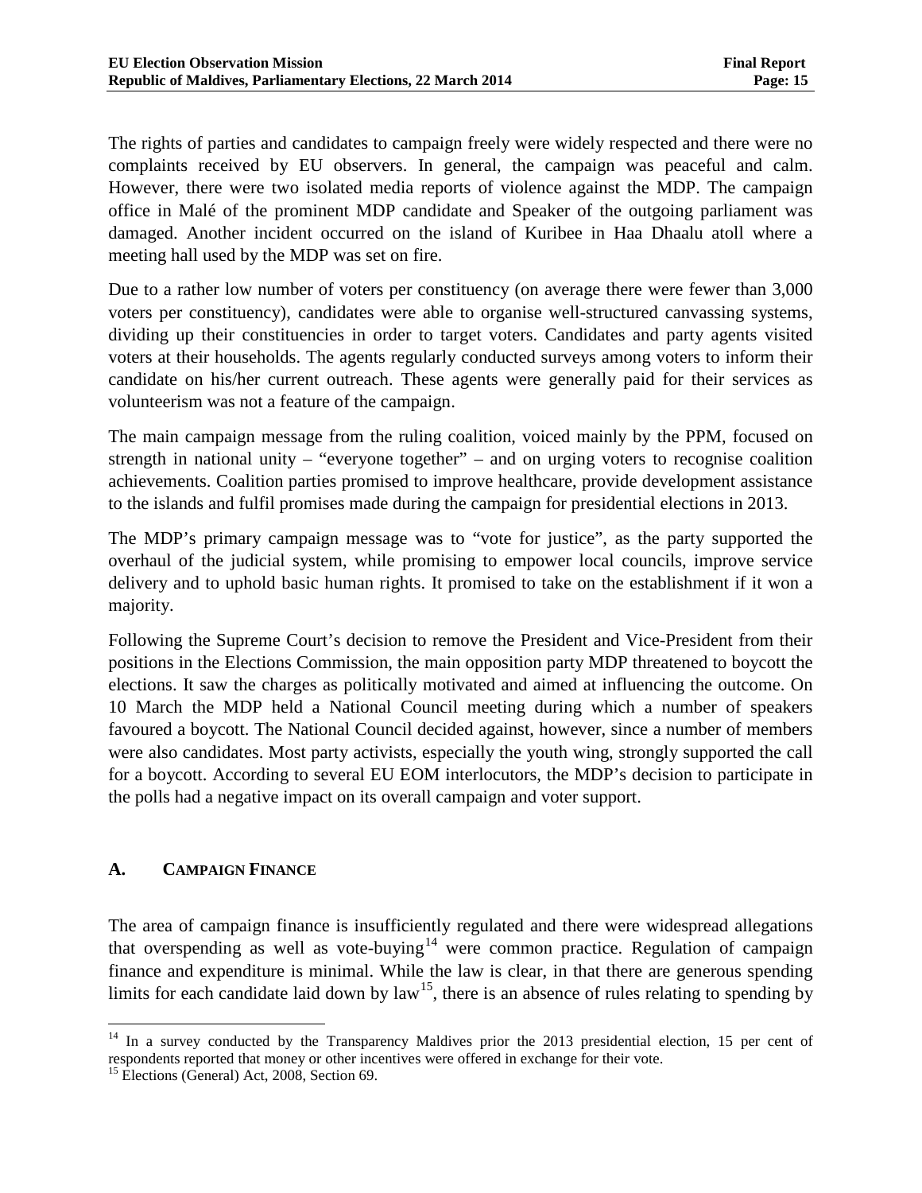The rights of parties and candidates to campaign freely were widely respected and there were no complaints received by EU observers. In general, the campaign was peaceful and calm. However, there were two isolated media reports of violence against the MDP. The campaign office in Malé of the prominent MDP candidate and Speaker of the outgoing parliament was damaged. Another incident occurred on the island of Kuribee in Haa Dhaalu atoll where a meeting hall used by the MDP was set on fire.

Due to a rather low number of voters per constituency (on average there were fewer than 3,000 voters per constituency), candidates were able to organise well-structured canvassing systems, dividing up their constituencies in order to target voters. Candidates and party agents visited voters at their households. The agents regularly conducted surveys among voters to inform their candidate on his/her current outreach. These agents were generally paid for their services as volunteerism was not a feature of the campaign.

The main campaign message from the ruling coalition, voiced mainly by the PPM, focused on strength in national unity – "everyone together" – and on urging voters to recognise coalition achievements. Coalition parties promised to improve healthcare, provide development assistance to the islands and fulfil promises made during the campaign for presidential elections in 2013.

The MDP's primary campaign message was to "vote for justice", as the party supported the overhaul of the judicial system, while promising to empower local councils, improve service delivery and to uphold basic human rights. It promised to take on the establishment if it won a majority.

Following the Supreme Court's decision to remove the President and Vice-President from their positions in the Elections Commission, the main opposition party MDP threatened to boycott the elections. It saw the charges as politically motivated and aimed at influencing the outcome. On 10 March the MDP held a National Council meeting during which a number of speakers favoured a boycott. The National Council decided against, however, since a number of members were also candidates. Most party activists, especially the youth wing, strongly supported the call for a boycott. According to several EU EOM interlocutors, the MDP's decision to participate in the polls had a negative impact on its overall campaign and voter support.

## A. Campaign Finance

The area of campaign finance is insufficiently regulated and there were widespread allegations that overspending as well as vote-buying[14] were common practice. Regulation of campaign finance and expenditure is minimal. While the law is clear, in that there are generous spending limits for each candidate laid down by law[15], there is an absence of rules relating to spending by

---

[14] In a survey conducted by the Transparency Maldives prior the 2013 presidential election, 15 per cent of respondents reported that money or other incentives were offered in exchange for their vote.

[15] Elections (General) Act, 2008, Section 69.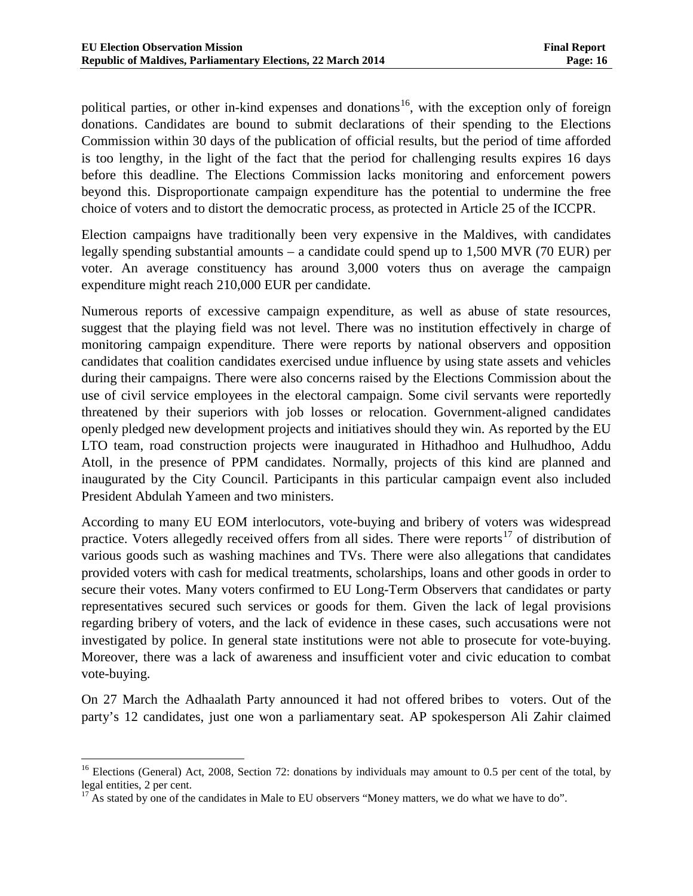political parties, or other in-kind expenses and donations[16], with the exception only of foreign donations. Candidates are bound to submit declarations of their spending to the Elections Commission within 30 days of the publication of official results, but the period of time afforded is too lengthy, in the light of the fact that the period for challenging results expires 16 days before this deadline. The Elections Commission lacks monitoring and enforcement powers beyond this. Disproportionate campaign expenditure has the potential to undermine the free choice of voters and to distort the democratic process, as protected in Article 25 of the ICCPR.

Election campaigns have traditionally been very expensive in the Maldives, with candidates legally spending substantial amounts – a candidate could spend up to 1,500 MVR (70 EUR) per voter. An average constituency has around 3,000 voters thus on average the campaign expenditure might reach 210,000 EUR per candidate.

Numerous reports of excessive campaign expenditure, as well as abuse of state resources, suggest that the playing field was not level. There was no institution effectively in charge of monitoring campaign expenditure. There were reports by national observers and opposition candidates that coalition candidates exercised undue influence by using state assets and vehicles during their campaigns. There were also concerns raised by the Elections Commission about the use of civil service employees in the electoral campaign. Some civil servants were reportedly threatened by their superiors with job losses or relocation. Government-aligned candidates openly pledged new development projects and initiatives should they win. As reported by the EU LTO team, road construction projects were inaugurated in Hithadhoo and Hulhudhoo, Addu Atoll, in the presence of PPM candidates. Normally, projects of this kind are planned and inaugurated by the City Council. Participants in this particular campaign event also included President Abdulah Yameen and two ministers.

According to many EU EOM interlocutors, vote-buying and bribery of voters was widespread practice. Voters allegedly received offers from all sides. There were reports[17] of distribution of various goods such as washing machines and TVs. There were also allegations that candidates provided voters with cash for medical treatments, scholarships, loans and other goods in order to secure their votes. Many voters confirmed to EU Long-Term Observers that candidates or party representatives secured such services or goods for them. Given the lack of legal provisions regarding bribery of voters, and the lack of evidence in these cases, such accusations were not investigated by police. In general state institutions were not able to prosecute for vote-buying. Moreover, there was a lack of awareness and insufficient voter and civic education to combat vote-buying.

On 27 March the Adhaalath Party announced it had not offered bribes to voters. Out of the party's 12 candidates, just one won a parliamentary seat. AP spokesperson Ali Zahir claimed

---

[16] Elections (General) Act, 2008, Section 72: donations by individuals may amount to 0.5 per cent of the total, by legal entities, 2 per cent.

[17] As stated by one of the candidates in Male to EU observers "Money matters, we do what we have to do".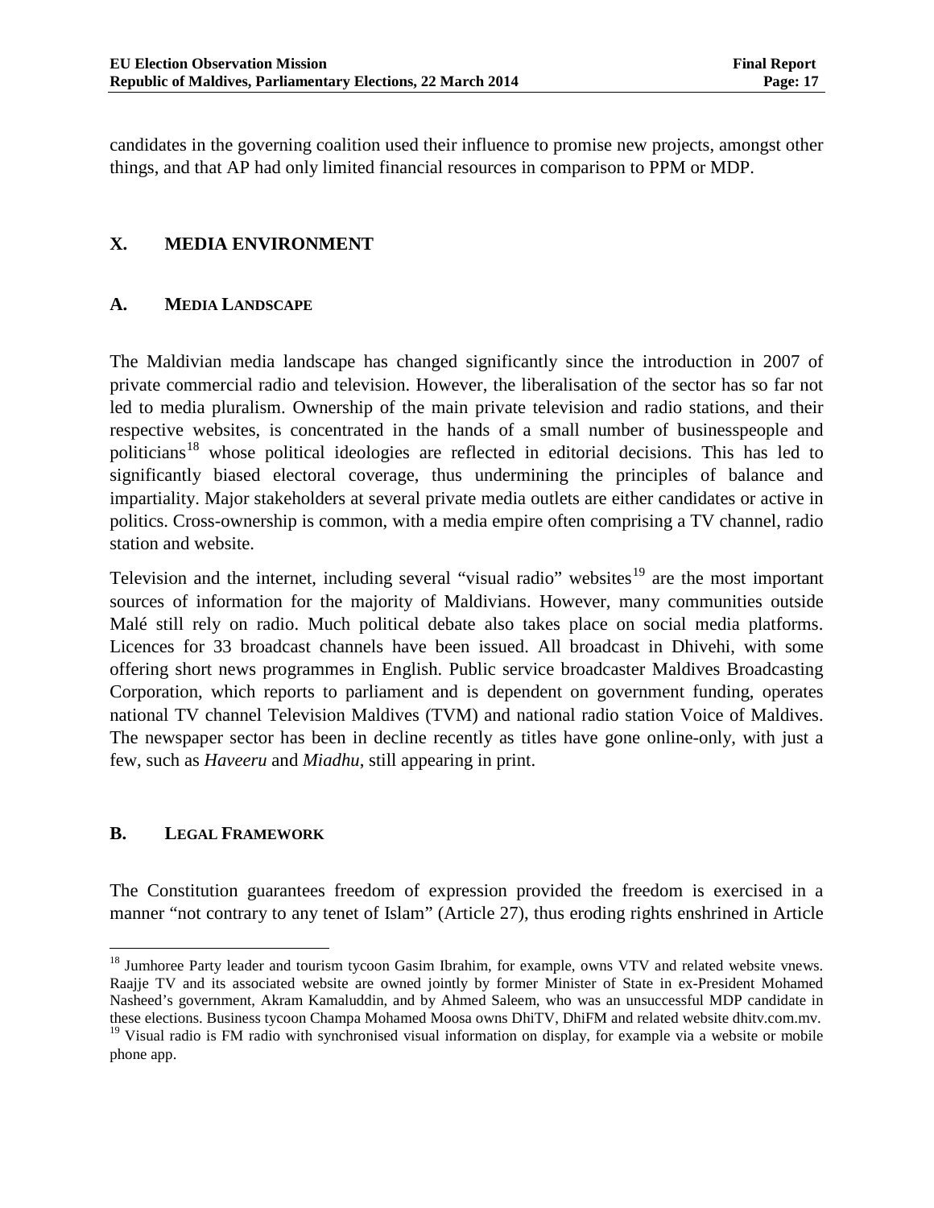candidates in the governing coalition used their influence to promise new projects, amongst other things, and that AP had only limited financial resources in comparison to PPM or MDP.

## X. MEDIA ENVIRONMENT

### A. MEDIA LANDSCAPE

The Maldivian media landscape has changed significantly since the introduction in 2007 of private commercial radio and television. However, the liberalisation of the sector has so far not led to media pluralism. Ownership of the main private television and radio stations, and their respective websites, is concentrated in the hands of a small number of businesspeople and politicians[18] whose political ideologies are reflected in editorial decisions. This has led to significantly biased electoral coverage, thus undermining the principles of balance and impartiality. Major stakeholders at several private media outlets are either candidates or active in politics. Cross-ownership is common, with a media empire often comprising a TV channel, radio station and website.

Television and the internet, including several "visual radio" websites[19] are the most important sources of information for the majority of Maldivians. However, many communities outside Malé still rely on radio. Much political debate also takes place on social media platforms. Licences for 33 broadcast channels have been issued. All broadcast in Dhivehi, with some offering short news programmes in English. Public service broadcaster Maldives Broadcasting Corporation, which reports to parliament and is dependent on government funding, operates national TV channel Television Maldives (TVM) and national radio station Voice of Maldives. The newspaper sector has been in decline recently as titles have gone online-only, with just a few, such as *Haveeru* and *Miadhu*, still appearing in print.

### B. LEGAL FRAMEWORK

The Constitution guarantees freedom of expression provided the freedom is exercised in a manner "not contrary to any tenet of Islam" (Article 27), thus eroding rights enshrined in Article

---

[18] Jumhoree Party leader and tourism tycoon Gasim Ibrahim, for example, owns VTV and related website vnews. Raajje TV and its associated website are owned jointly by former Minister of State in ex-President Mohamed Nasheed's government, Akram Kamaluddin, and by Ahmed Saleem, who was an unsuccessful MDP candidate in these elections. Business tycoon Champa Mohamed Moosa owns DhiTV, DhiFM and related website dhitv.com.mv.

[19] Visual radio is FM radio with synchronised visual information on display, for example via a website or mobile phone app.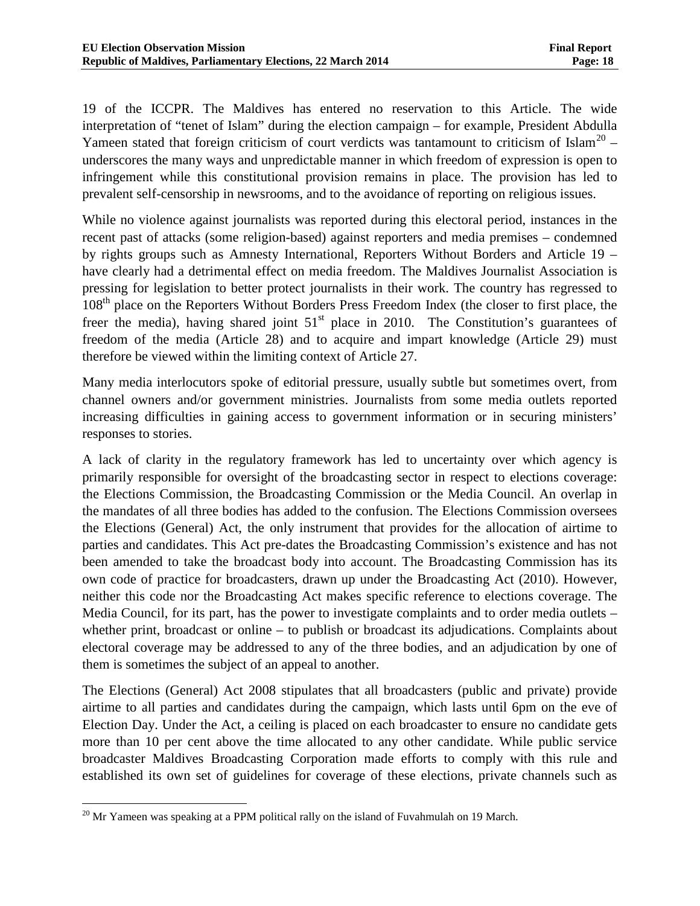19 of the ICCPR. The Maldives has entered no reservation to this Article. The wide interpretation of "tenet of Islam" during the election campaign – for example, President Abdulla Yameen stated that foreign criticism of court verdicts was tantamount to criticism of Islam[20] – underscores the many ways and unpredictable manner in which freedom of expression is open to infringement while this constitutional provision remains in place. The provision has led to prevalent self-censorship in newsrooms, and to the avoidance of reporting on religious issues.

While no violence against journalists was reported during this electoral period, instances in the recent past of attacks (some religion-based) against reporters and media premises – condemned by rights groups such as Amnesty International, Reporters Without Borders and Article 19 – have clearly had a detrimental effect on media freedom. The Maldives Journalist Association is pressing for legislation to better protect journalists in their work. The country has regressed to 108th place on the Reporters Without Borders Press Freedom Index (the closer to first place, the freer the media), having shared joint 51st place in 2010. The Constitution's guarantees of freedom of the media (Article 28) and to acquire and impart knowledge (Article 29) must therefore be viewed within the limiting context of Article 27.

Many media interlocutors spoke of editorial pressure, usually subtle but sometimes overt, from channel owners and/or government ministries. Journalists from some media outlets reported increasing difficulties in gaining access to government information or in securing ministers' responses to stories.

A lack of clarity in the regulatory framework has led to uncertainty over which agency is primarily responsible for oversight of the broadcasting sector in respect to elections coverage: the Elections Commission, the Broadcasting Commission or the Media Council. An overlap in the mandates of all three bodies has added to the confusion. The Elections Commission oversees the Elections (General) Act, the only instrument that provides for the allocation of airtime to parties and candidates. This Act pre-dates the Broadcasting Commission's existence and has not been amended to take the broadcast body into account. The Broadcasting Commission has its own code of practice for broadcasters, drawn up under the Broadcasting Act (2010). However, neither this code nor the Broadcasting Act makes specific reference to elections coverage. The Media Council, for its part, has the power to investigate complaints and to order media outlets – whether print, broadcast or online – to publish or broadcast its adjudications. Complaints about electoral coverage may be addressed to any of the three bodies, and an adjudication by one of them is sometimes the subject of an appeal to another.

The Elections (General) Act 2008 stipulates that all broadcasters (public and private) provide airtime to all parties and candidates during the campaign, which lasts until 6pm on the eve of Election Day. Under the Act, a ceiling is placed on each broadcaster to ensure no candidate gets more than 10 per cent above the time allocated to any other candidate. While public service broadcaster Maldives Broadcasting Corporation made efforts to comply with this rule and established its own set of guidelines for coverage of these elections, private channels such as

[20] Mr Yameen was speaking at a PPM political rally on the island of Fuvahmulah on 19 March.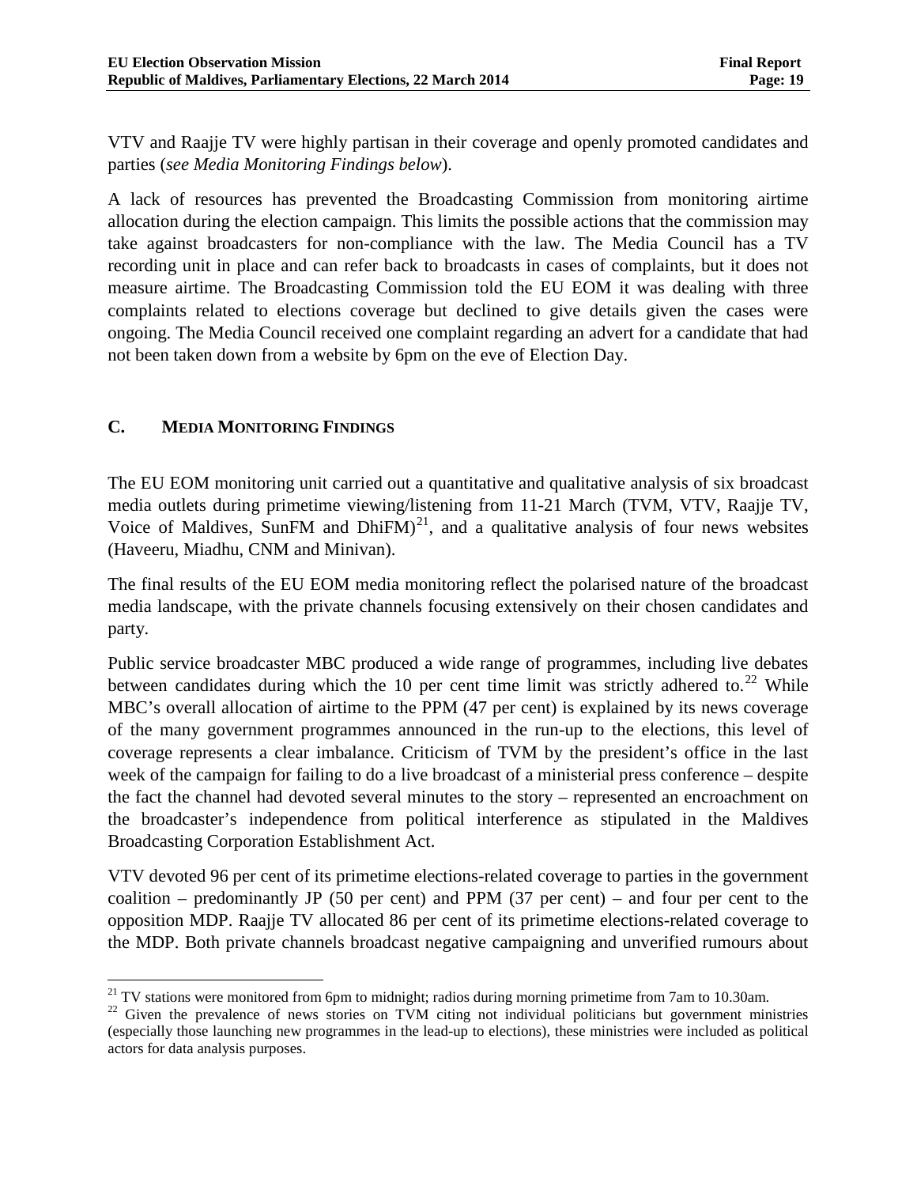VTV and Raajje TV were highly partisan in their coverage and openly promoted candidates and parties (*see Media Monitoring Findings below*).

A lack of resources has prevented the Broadcasting Commission from monitoring airtime allocation during the election campaign. This limits the possible actions that the commission may take against broadcasters for non-compliance with the law. The Media Council has a TV recording unit in place and can refer back to broadcasts in cases of complaints, but it does not measure airtime. The Broadcasting Commission told the EU EOM it was dealing with three complaints related to elections coverage but declined to give details given the cases were ongoing. The Media Council received one complaint regarding an advert for a candidate that had not been taken down from a website by 6pm on the eve of Election Day.

## C. MEDIA MONITORING FINDINGS

The EU EOM monitoring unit carried out a quantitative and qualitative analysis of six broadcast media outlets during primetime viewing/listening from 11-21 March (TVM, VTV, Raajje TV, Voice of Maldives, SunFM and DhiFM)[21], and a qualitative analysis of four news websites (Haveeru, Miadhu, CNM and Minivan).

The final results of the EU EOM media monitoring reflect the polarised nature of the broadcast media landscape, with the private channels focusing extensively on their chosen candidates and party.

Public service broadcaster MBC produced a wide range of programmes, including live debates between candidates during which the 10 per cent time limit was strictly adhered to.[22] While MBC's overall allocation of airtime to the PPM (47 per cent) is explained by its news coverage of the many government programmes announced in the run-up to the elections, this level of coverage represents a clear imbalance. Criticism of TVM by the president's office in the last week of the campaign for failing to do a live broadcast of a ministerial press conference – despite the fact the channel had devoted several minutes to the story – represented an encroachment on the broadcaster's independence from political interference as stipulated in the Maldives Broadcasting Corporation Establishment Act.

VTV devoted 96 per cent of its primetime elections-related coverage to parties in the government coalition – predominantly JP (50 per cent) and PPM (37 per cent) – and four per cent to the opposition MDP. Raajje TV allocated 86 per cent of its primetime elections-related coverage to the MDP. Both private channels broadcast negative campaigning and unverified rumours about

---

[21] TV stations were monitored from 6pm to midnight; radios during morning primetime from 7am to 10.30am.

[22] Given the prevalence of news stories on TVM citing not individual politicians but government ministries (especially those launching new programmes in the lead-up to elections), these ministries were included as political actors for data analysis purposes.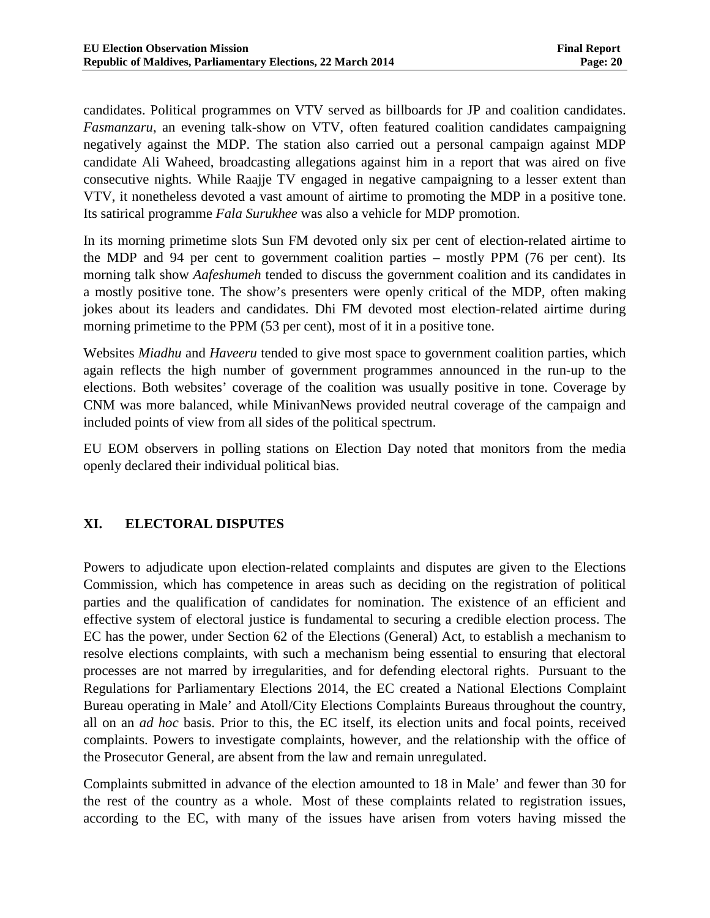candidates. Political programmes on VTV served as billboards for JP and coalition candidates. *Fasmanzaru*, an evening talk-show on VTV, often featured coalition candidates campaigning negatively against the MDP. The station also carried out a personal campaign against MDP candidate Ali Waheed, broadcasting allegations against him in a report that was aired on five consecutive nights. While Raajje TV engaged in negative campaigning to a lesser extent than VTV, it nonetheless devoted a vast amount of airtime to promoting the MDP in a positive tone. Its satirical programme *Fala Surukhee* was also a vehicle for MDP promotion.

In its morning primetime slots Sun FM devoted only six per cent of election-related airtime to the MDP and 94 per cent to government coalition parties – mostly PPM (76 per cent). Its morning talk show *Aafeshumeh* tended to discuss the government coalition and its candidates in a mostly positive tone. The show's presenters were openly critical of the MDP, often making jokes about its leaders and candidates. Dhi FM devoted most election-related airtime during morning primetime to the PPM (53 per cent), most of it in a positive tone.

Websites *Miadhu* and *Haveeru* tended to give most space to government coalition parties, which again reflects the high number of government programmes announced in the run-up to the elections. Both websites' coverage of the coalition was usually positive in tone. Coverage by CNM was more balanced, while MinivanNews provided neutral coverage of the campaign and included points of view from all sides of the political spectrum.

EU EOM observers in polling stations on Election Day noted that monitors from the media openly declared their individual political bias.

## XI. ELECTORAL DISPUTES

Powers to adjudicate upon election-related complaints and disputes are given to the Elections Commission, which has competence in areas such as deciding on the registration of political parties and the qualification of candidates for nomination. The existence of an efficient and effective system of electoral justice is fundamental to securing a credible election process. The EC has the power, under Section 62 of the Elections (General) Act, to establish a mechanism to resolve elections complaints, with such a mechanism being essential to ensuring that electoral processes are not marred by irregularities, and for defending electoral rights. Pursuant to the Regulations for Parliamentary Elections 2014, the EC created a National Elections Complaint Bureau operating in Male' and Atoll/City Elections Complaints Bureaus throughout the country, all on an *ad hoc* basis. Prior to this, the EC itself, its election units and focal points, received complaints. Powers to investigate complaints, however, and the relationship with the office of the Prosecutor General, are absent from the law and remain unregulated.

Complaints submitted in advance of the election amounted to 18 in Male' and fewer than 30 for the rest of the country as a whole. Most of these complaints related to registration issues, according to the EC, with many of the issues have arisen from voters having missed the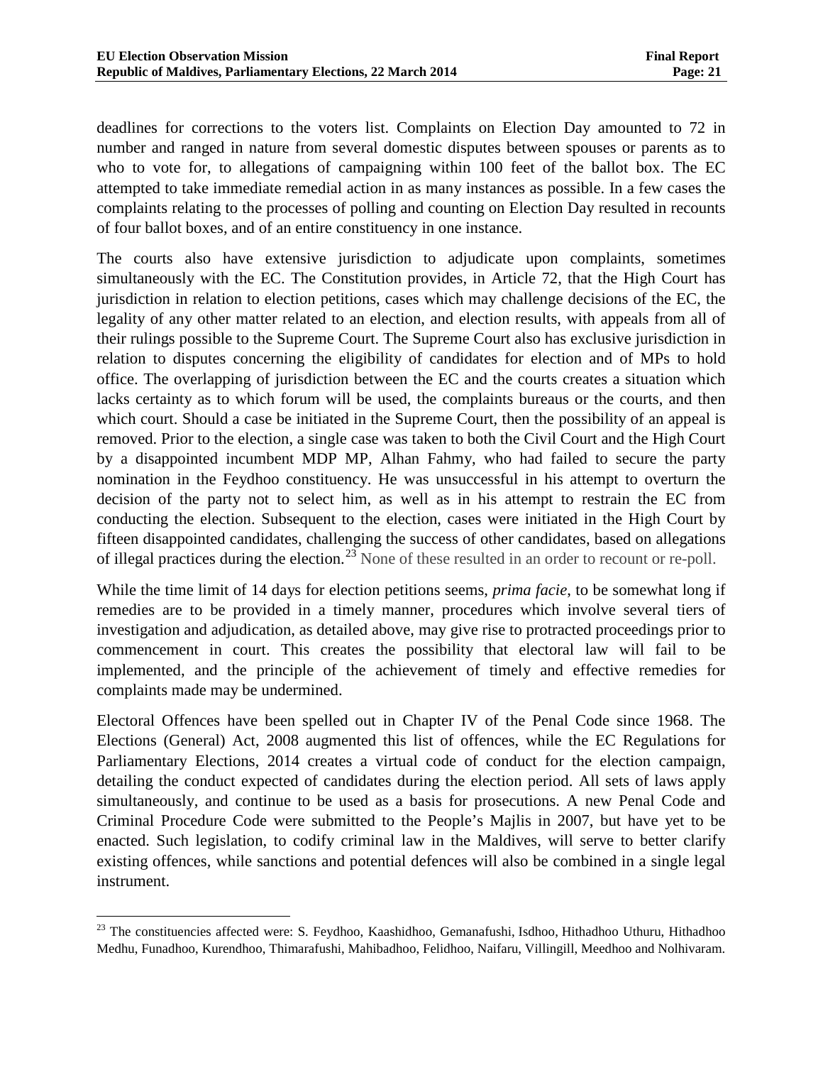deadlines for corrections to the voters list. Complaints on Election Day amounted to 72 in number and ranged in nature from several domestic disputes between spouses or parents as to who to vote for, to allegations of campaigning within 100 feet of the ballot box. The EC attempted to take immediate remedial action in as many instances as possible. In a few cases the complaints relating to the processes of polling and counting on Election Day resulted in recounts of four ballot boxes, and of an entire constituency in one instance.

The courts also have extensive jurisdiction to adjudicate upon complaints, sometimes simultaneously with the EC. The Constitution provides, in Article 72, that the High Court has jurisdiction in relation to election petitions, cases which may challenge decisions of the EC, the legality of any other matter related to an election, and election results, with appeals from all of their rulings possible to the Supreme Court. The Supreme Court also has exclusive jurisdiction in relation to disputes concerning the eligibility of candidates for election and of MPs to hold office. The overlapping of jurisdiction between the EC and the courts creates a situation which lacks certainty as to which forum will be used, the complaints bureaus or the courts, and then which court. Should a case be initiated in the Supreme Court, then the possibility of an appeal is removed. Prior to the election, a single case was taken to both the Civil Court and the High Court by a disappointed incumbent MDP MP, Alhan Fahmy, who had failed to secure the party nomination in the Feydhoo constituency. He was unsuccessful in his attempt to overturn the decision of the party not to select him, as well as in his attempt to restrain the EC from conducting the election. Subsequent to the election, cases were initiated in the High Court by fifteen disappointed candidates, challenging the success of other candidates, based on allegations of illegal practices during the election.[23] None of these resulted in an order to recount or re-poll.

While the time limit of 14 days for election petitions seems, *prima facie*, to be somewhat long if remedies are to be provided in a timely manner, procedures which involve several tiers of investigation and adjudication, as detailed above, may give rise to protracted proceedings prior to commencement in court. This creates the possibility that electoral law will fail to be implemented, and the principle of the achievement of timely and effective remedies for complaints made may be undermined.

Electoral Offences have been spelled out in Chapter IV of the Penal Code since 1968. The Elections (General) Act, 2008 augmented this list of offences, while the EC Regulations for Parliamentary Elections, 2014 creates a virtual code of conduct for the election campaign, detailing the conduct expected of candidates during the election period. All sets of laws apply simultaneously, and continue to be used as a basis for prosecutions. A new Penal Code and Criminal Procedure Code were submitted to the People's Majlis in 2007, but have yet to be enacted. Such legislation, to codify criminal law in the Maldives, will serve to better clarify existing offences, while sanctions and potential defences will also be combined in a single legal instrument.

---

[23] The constituencies affected were: S. Feydhoo, Kaashidhoo, Gemanafushi, Isdhoo, Hithadhoo Uthuru, Hithadhoo Medhu, Funadhoo, Kurendhoo, Thimarafushi, Mahibadhoo, Felidhoo, Naifaru, Villingill, Meedhoo and Nolhivaram.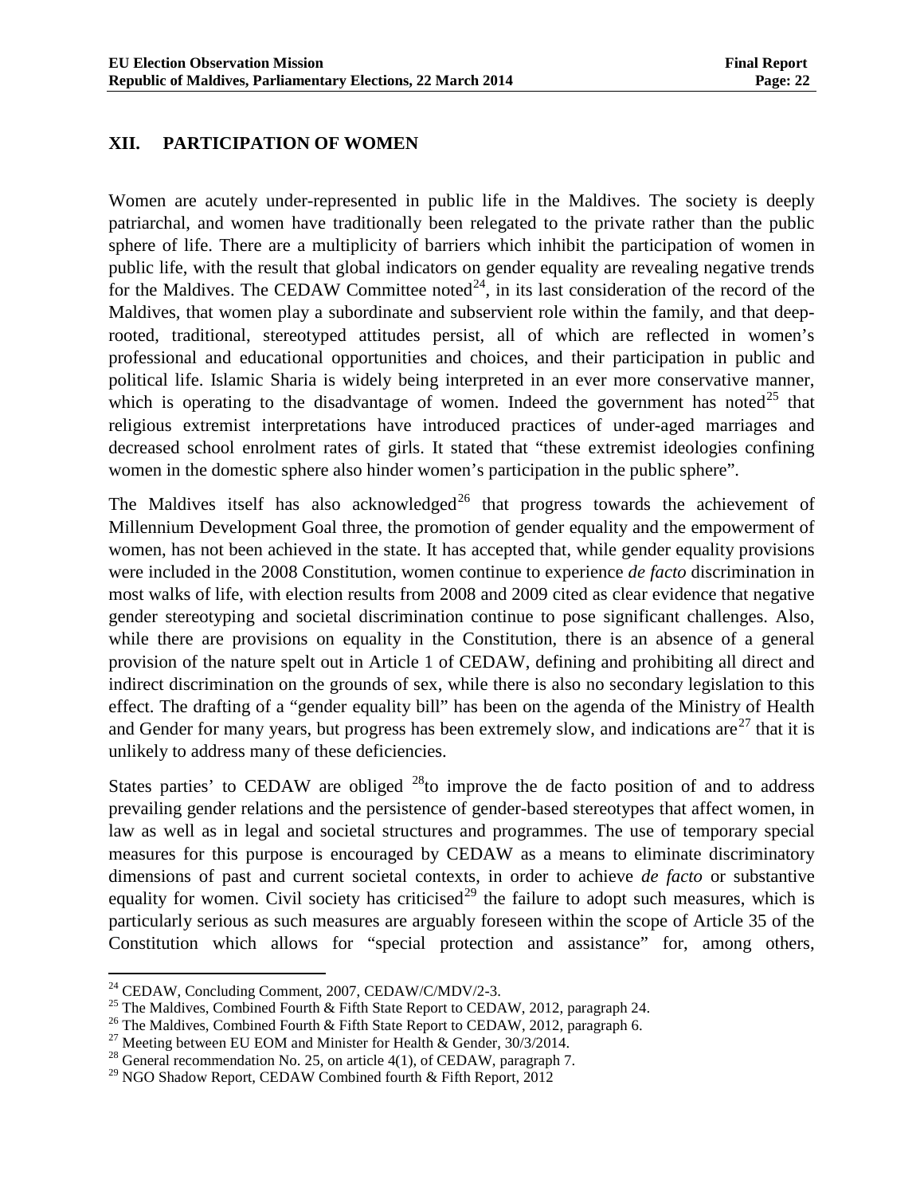## XII. PARTICIPATION OF WOMEN

Women are acutely under-represented in public life in the Maldives. The society is deeply patriarchal, and women have traditionally been relegated to the private rather than the public sphere of life. There are a multiplicity of barriers which inhibit the participation of women in public life, with the result that global indicators on gender equality are revealing negative trends for the Maldives. The CEDAW Committee noted[24], in its last consideration of the record of the Maldives, that women play a subordinate and subservient role within the family, and that deep-rooted, traditional, stereotyped attitudes persist, all of which are reflected in women's professional and educational opportunities and choices, and their participation in public and political life. Islamic Sharia is widely being interpreted in an ever more conservative manner, which is operating to the disadvantage of women. Indeed the government has noted[25] that religious extremist interpretations have introduced practices of under-aged marriages and decreased school enrolment rates of girls. It stated that "these extremist ideologies confining women in the domestic sphere also hinder women's participation in the public sphere".

The Maldives itself has also acknowledged[26] that progress towards the achievement of Millennium Development Goal three, the promotion of gender equality and the empowerment of women, has not been achieved in the state. It has accepted that, while gender equality provisions were included in the 2008 Constitution, women continue to experience *de facto* discrimination in most walks of life, with election results from 2008 and 2009 cited as clear evidence that negative gender stereotyping and societal discrimination continue to pose significant challenges. Also, while there are provisions on equality in the Constitution, there is an absence of a general provision of the nature spelt out in Article 1 of CEDAW, defining and prohibiting all direct and indirect discrimination on the grounds of sex, while there is also no secondary legislation to this effect. The drafting of a "gender equality bill" has been on the agenda of the Ministry of Health and Gender for many years, but progress has been extremely slow, and indications are[27] that it is unlikely to address many of these deficiencies.

States parties' to CEDAW are obliged [28]to improve the de facto position of and to address prevailing gender relations and the persistence of gender-based stereotypes that affect women, in law as well as in legal and societal structures and programmes. The use of temporary special measures for this purpose is encouraged by CEDAW as a means to eliminate discriminatory dimensions of past and current societal contexts, in order to achieve *de facto* or substantive equality for women. Civil society has criticised[29] the failure to adopt such measures, which is particularly serious as such measures are arguably foreseen within the scope of Article 35 of the Constitution which allows for "special protection and assistance" for, among others,

---

[24] CEDAW, Concluding Comment, 2007, CEDAW/C/MDV/2-3.

[25] The Maldives, Combined Fourth & Fifth State Report to CEDAW, 2012, paragraph 24.

[26] The Maldives, Combined Fourth & Fifth State Report to CEDAW, 2012, paragraph 6.

[27] Meeting between EU EOM and Minister for Health & Gender, 30/3/2014.

[28] General recommendation No. 25, on article 4(1), of CEDAW, paragraph 7.

[29] NGO Shadow Report, CEDAW Combined fourth & Fifth Report, 2012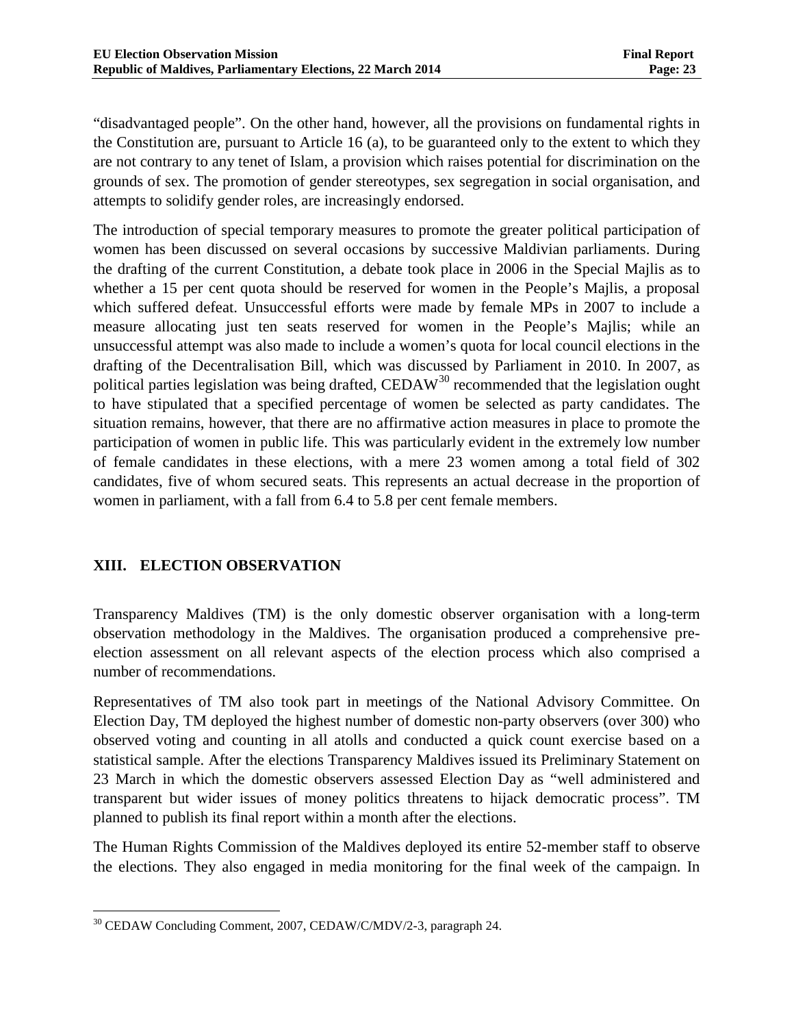“disadvantaged people”. On the other hand, however, all the provisions on fundamental rights in the Constitution are, pursuant to Article 16 (a), to be guaranteed only to the extent to which they are not contrary to any tenet of Islam, a provision which raises potential for discrimination on the grounds of sex. The promotion of gender stereotypes, sex segregation in social organisation, and attempts to solidify gender roles, are increasingly endorsed.

The introduction of special temporary measures to promote the greater political participation of women has been discussed on several occasions by successive Maldivian parliaments. During the drafting of the current Constitution, a debate took place in 2006 in the Special Majlis as to whether a 15 per cent quota should be reserved for women in the People’s Majlis, a proposal which suffered defeat. Unsuccessful efforts were made by female MPs in 2007 to include a measure allocating just ten seats reserved for women in the People’s Majlis; while an unsuccessful attempt was also made to include a women’s quota for local council elections in the drafting of the Decentralisation Bill, which was discussed by Parliament in 2010. In 2007, as political parties legislation was being drafted, CEDAW[30] recommended that the legislation ought to have stipulated that a specified percentage of women be selected as party candidates. The situation remains, however, that there are no affirmative action measures in place to promote the participation of women in public life. This was particularly evident in the extremely low number of female candidates in these elections, with a mere 23 women among a total field of 302 candidates, five of whom secured seats. This represents an actual decrease in the proportion of women in parliament, with a fall from 6.4 to 5.8 per cent female members.

## XIII. ELECTION OBSERVATION

Transparency Maldives (TM) is the only domestic observer organisation with a long-term observation methodology in the Maldives. The organisation produced a comprehensive pre-election assessment on all relevant aspects of the election process which also comprised a number of recommendations.

Representatives of TM also took part in meetings of the National Advisory Committee. On Election Day, TM deployed the highest number of domestic non-party observers (over 300) who observed voting and counting in all atolls and conducted a quick count exercise based on a statistical sample. After the elections Transparency Maldives issued its Preliminary Statement on 23 March in which the domestic observers assessed Election Day as “well administered and transparent but wider issues of money politics threatens to hijack democratic process”. TM planned to publish its final report within a month after the elections.

The Human Rights Commission of the Maldives deployed its entire 52-member staff to observe the elections. They also engaged in media monitoring for the final week of the campaign. In

---

[30] CEDAW Concluding Comment, 2007, CEDAW/C/MDV/2-3, paragraph 24.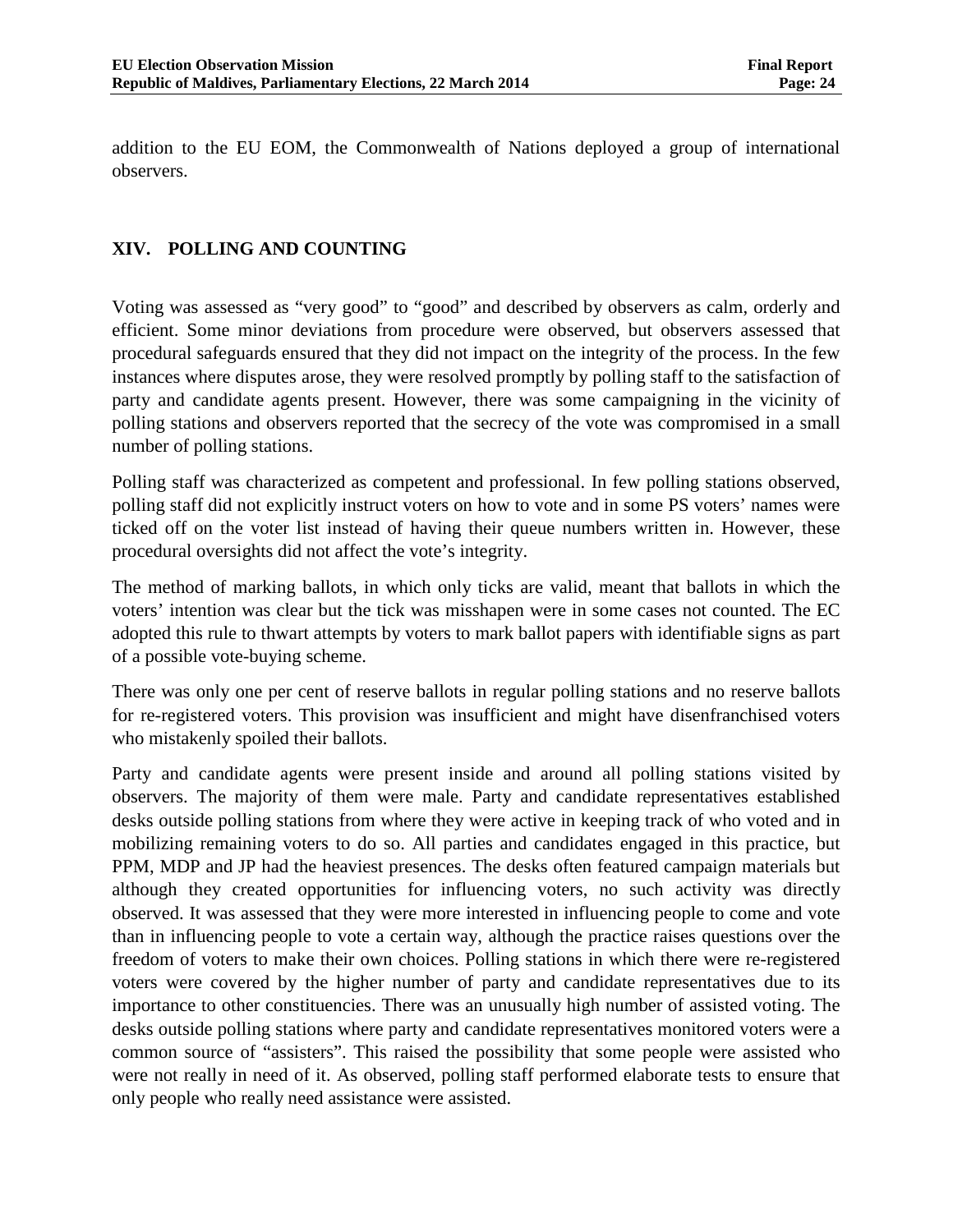addition to the EU EOM, the Commonwealth of Nations deployed a group of international observers.

## XIV. POLLING AND COUNTING

Voting was assessed as "very good" to "good" and described by observers as calm, orderly and efficient. Some minor deviations from procedure were observed, but observers assessed that procedural safeguards ensured that they did not impact on the integrity of the process. In the few instances where disputes arose, they were resolved promptly by polling staff to the satisfaction of party and candidate agents present. However, there was some campaigning in the vicinity of polling stations and observers reported that the secrecy of the vote was compromised in a small number of polling stations.

Polling staff was characterized as competent and professional. In few polling stations observed, polling staff did not explicitly instruct voters on how to vote and in some PS voters' names were ticked off on the voter list instead of having their queue numbers written in. However, these procedural oversights did not affect the vote's integrity.

The method of marking ballots, in which only ticks are valid, meant that ballots in which the voters' intention was clear but the tick was misshapen were in some cases not counted. The EC adopted this rule to thwart attempts by voters to mark ballot papers with identifiable signs as part of a possible vote-buying scheme.

There was only one per cent of reserve ballots in regular polling stations and no reserve ballots for re-registered voters. This provision was insufficient and might have disenfranchised voters who mistakenly spoiled their ballots.

Party and candidate agents were present inside and around all polling stations visited by observers. The majority of them were male. Party and candidate representatives established desks outside polling stations from where they were active in keeping track of who voted and in mobilizing remaining voters to do so. All parties and candidates engaged in this practice, but PPM, MDP and JP had the heaviest presences. The desks often featured campaign materials but although they created opportunities for influencing voters, no such activity was directly observed. It was assessed that they were more interested in influencing people to come and vote than in influencing people to vote a certain way, although the practice raises questions over the freedom of voters to make their own choices. Polling stations in which there were re-registered voters were covered by the higher number of party and candidate representatives due to its importance to other constituencies. There was an unusually high number of assisted voting. The desks outside polling stations where party and candidate representatives monitored voters were a common source of "assisters". This raised the possibility that some people were assisted who were not really in need of it. As observed, polling staff performed elaborate tests to ensure that only people who really need assistance were assisted.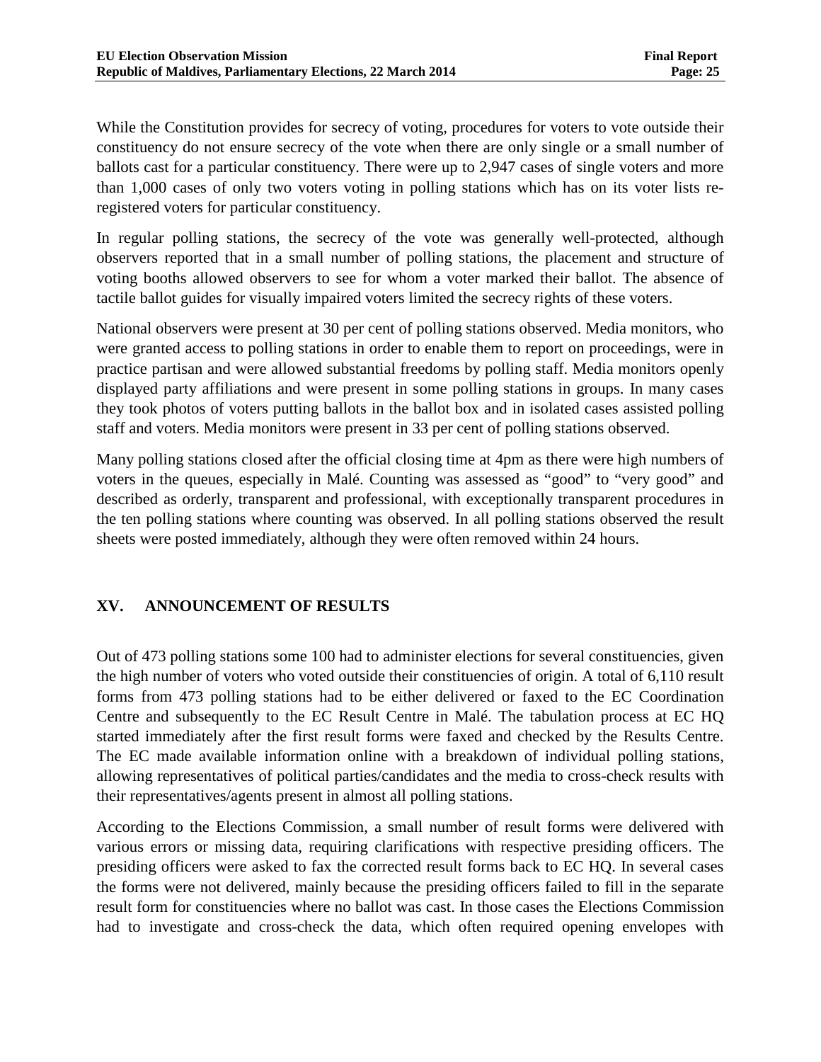While the Constitution provides for secrecy of voting, procedures for voters to vote outside their constituency do not ensure secrecy of the vote when there are only single or a small number of ballots cast for a particular constituency. There were up to 2,947 cases of single voters and more than 1,000 cases of only two voters voting in polling stations which has on its voter lists re-registered voters for particular constituency.

In regular polling stations, the secrecy of the vote was generally well-protected, although observers reported that in a small number of polling stations, the placement and structure of voting booths allowed observers to see for whom a voter marked their ballot. The absence of tactile ballot guides for visually impaired voters limited the secrecy rights of these voters.

National observers were present at 30 per cent of polling stations observed. Media monitors, who were granted access to polling stations in order to enable them to report on proceedings, were in practice partisan and were allowed substantial freedoms by polling staff. Media monitors openly displayed party affiliations and were present in some polling stations in groups. In many cases they took photos of voters putting ballots in the ballot box and in isolated cases assisted polling staff and voters. Media monitors were present in 33 per cent of polling stations observed.

Many polling stations closed after the official closing time at 4pm as there were high numbers of voters in the queues, especially in Malé. Counting was assessed as "good" to "very good" and described as orderly, transparent and professional, with exceptionally transparent procedures in the ten polling stations where counting was observed. In all polling stations observed the result sheets were posted immediately, although they were often removed within 24 hours.

## XV. ANNOUNCEMENT OF RESULTS

Out of 473 polling stations some 100 had to administer elections for several constituencies, given the high number of voters who voted outside their constituencies of origin. A total of 6,110 result forms from 473 polling stations had to be either delivered or faxed to the EC Coordination Centre and subsequently to the EC Result Centre in Malé. The tabulation process at EC HQ started immediately after the first result forms were faxed and checked by the Results Centre. The EC made available information online with a breakdown of individual polling stations, allowing representatives of political parties/candidates and the media to cross-check results with their representatives/agents present in almost all polling stations.

According to the Elections Commission, a small number of result forms were delivered with various errors or missing data, requiring clarifications with respective presiding officers. The presiding officers were asked to fax the corrected result forms back to EC HQ. In several cases the forms were not delivered, mainly because the presiding officers failed to fill in the separate result form for constituencies where no ballot was cast. In those cases the Elections Commission had to investigate and cross-check the data, which often required opening envelopes with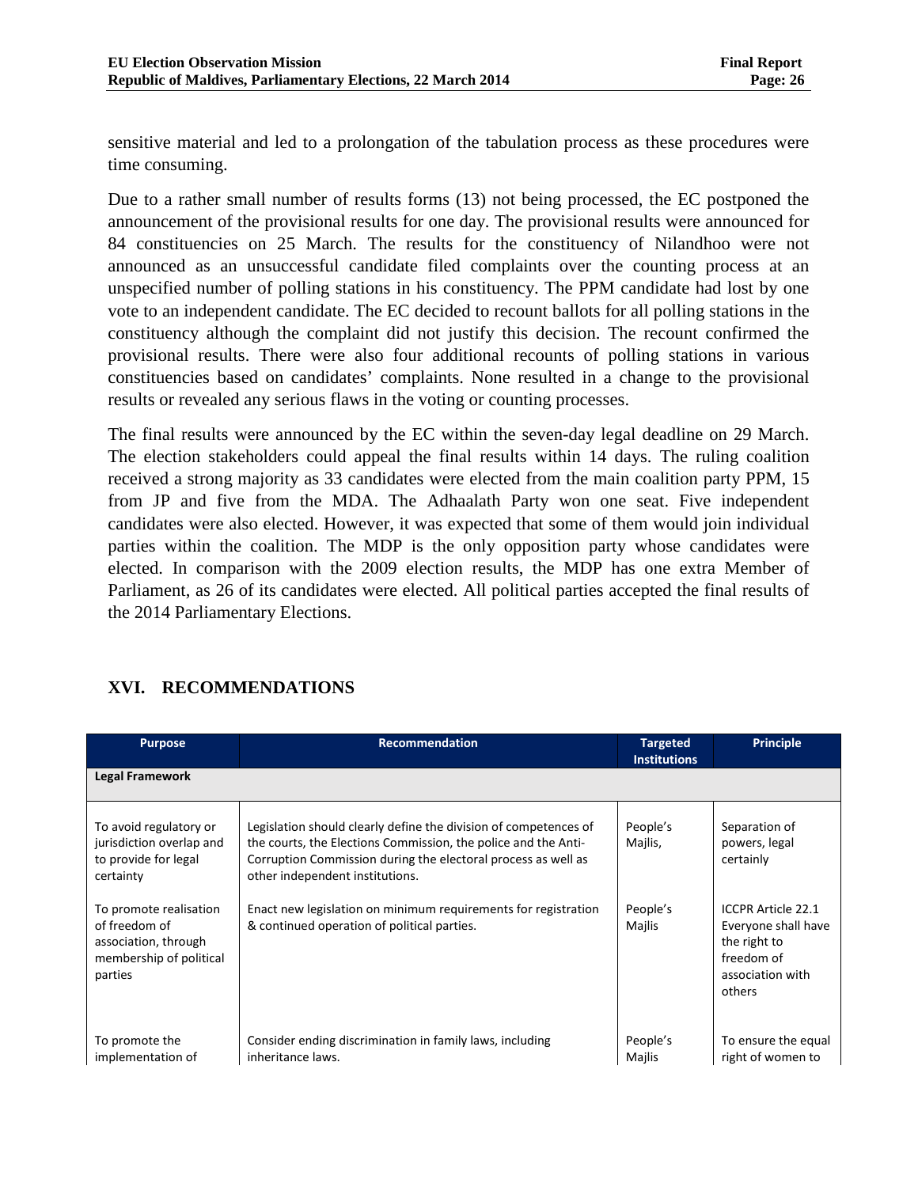sensitive material and led to a prolongation of the tabulation process as these procedures were time consuming.

Due to a rather small number of results forms (13) not being processed, the EC postponed the announcement of the provisional results for one day. The provisional results were announced for 84 constituencies on 25 March. The results for the constituency of Nilandhoo were not announced as an unsuccessful candidate filed complaints over the counting process at an unspecified number of polling stations in his constituency. The PPM candidate had lost by one vote to an independent candidate. The EC decided to recount ballots for all polling stations in the constituency although the complaint did not justify this decision. The recount confirmed the provisional results. There were also four additional recounts of polling stations in various constituencies based on candidates' complaints. None resulted in a change to the provisional results or revealed any serious flaws in the voting or counting processes.

The final results were announced by the EC within the seven-day legal deadline on 29 March. The election stakeholders could appeal the final results within 14 days. The ruling coalition received a strong majority as 33 candidates were elected from the main coalition party PPM, 15 from JP and five from the MDA. The Adhaalath Party won one seat. Five independent candidates were also elected. However, it was expected that some of them would join individual parties within the coalition. The MDP is the only opposition party whose candidates were elected. In comparison with the 2009 election results, the MDP has one extra Member of Parliament, as 26 of its candidates were elected. All political parties accepted the final results of the 2014 Parliamentary Elections.

## XVI. RECOMMENDATIONS

| Purpose | Recommendation | Targeted Institutions | Principle |
|---|---|---|---|
| **Legal Framework** | | | |
| To avoid regulatory or jurisdiction overlap and to provide for legal certainty | Legislation should clearly define the division of competences of the courts, the Elections Commission, the police and the Anti-Corruption Commission during the electoral process as well as other independent institutions. | People's Majlis, | Separation of powers, legal certainly |
| To promote realisation of freedom of association, through membership of political parties | Enact new legislation on minimum requirements for registration & continued operation of political parties. | People's Majlis | ICCPR Article 22.1 Everyone shall have the right to freedom of association with others |
| To promote the implementation of | Consider ending discrimination in family laws, including inheritance laws. | People's Majlis | To ensure the equal right of women to |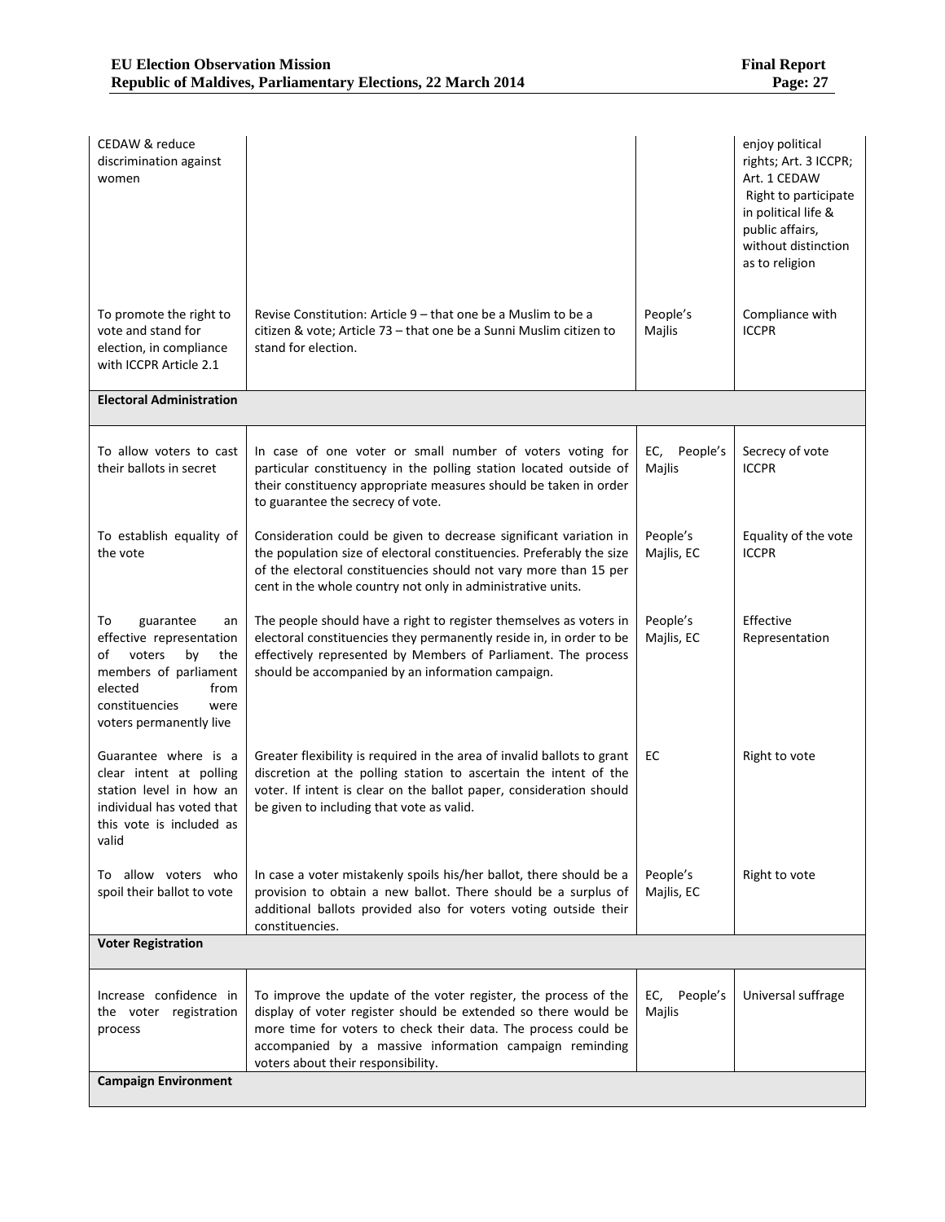| | | | |
|---|---|---|---|
| CEDAW & reduce discrimination against women | | | enjoy political rights; Art. 3 ICCPR; Art. 1 CEDAW Right to participate in political life & public affairs, without distinction as to religion |
| To promote the right to vote and stand for election, in compliance with ICCPR Article 2.1 | Revise Constitution: Article 9 – that one be a Muslim to be a citizen & vote; Article 73 – that one be a Sunni Muslim citizen to stand for election. | People's Majlis | Compliance with ICCPR |
| **Electoral Administration** | | | |
| To allow voters to cast their ballots in secret | In case of one voter or small number of voters voting for particular constituency in the polling station located outside of their constituency appropriate measures should be taken in order to guarantee the secrecy of vote. | EC, People's Majlis | Secrecy of vote ICCPR |
| To establish equality of the vote | Consideration could be given to decrease significant variation in the population size of electoral constituencies. Preferably the size of the electoral constituencies should not vary more than 15 per cent in the whole country not only in administrative units. | People's Majlis, EC | Equality of the vote ICCPR |
| To guarantee an effective representation of voters by the members of parliament elected from constituencies were voters permanently live | The people should have a right to register themselves as voters in electoral constituencies they permanently reside in, in order to be effectively represented by Members of Parliament. The process should be accompanied by an information campaign. | People's Majlis, EC | Effective Representation |
| Guarantee where is a clear intent at polling station level in how an individual has voted that this vote is included as valid | Greater flexibility is required in the area of invalid ballots to grant discretion at the polling station to ascertain the intent of the voter. If intent is clear on the ballot paper, consideration should be given to including that vote as valid. | EC | Right to vote |
| To allow voters who spoil their ballot to vote | In case a voter mistakenly spoils his/her ballot, there should be a provision to obtain a new ballot. There should be a surplus of additional ballots provided also for voters voting outside their constituencies. | People's Majlis, EC | Right to vote |
| **Voter Registration** | | | |
| Increase confidence in the voter registration process | To improve the update of the voter register, the process of the display of voter register should be extended so there would be more time for voters to check their data. The process could be accompanied by a massive information campaign reminding voters about their responsibility. | EC, People's Majlis | Universal suffrage |
| **Campaign Environment** | | | |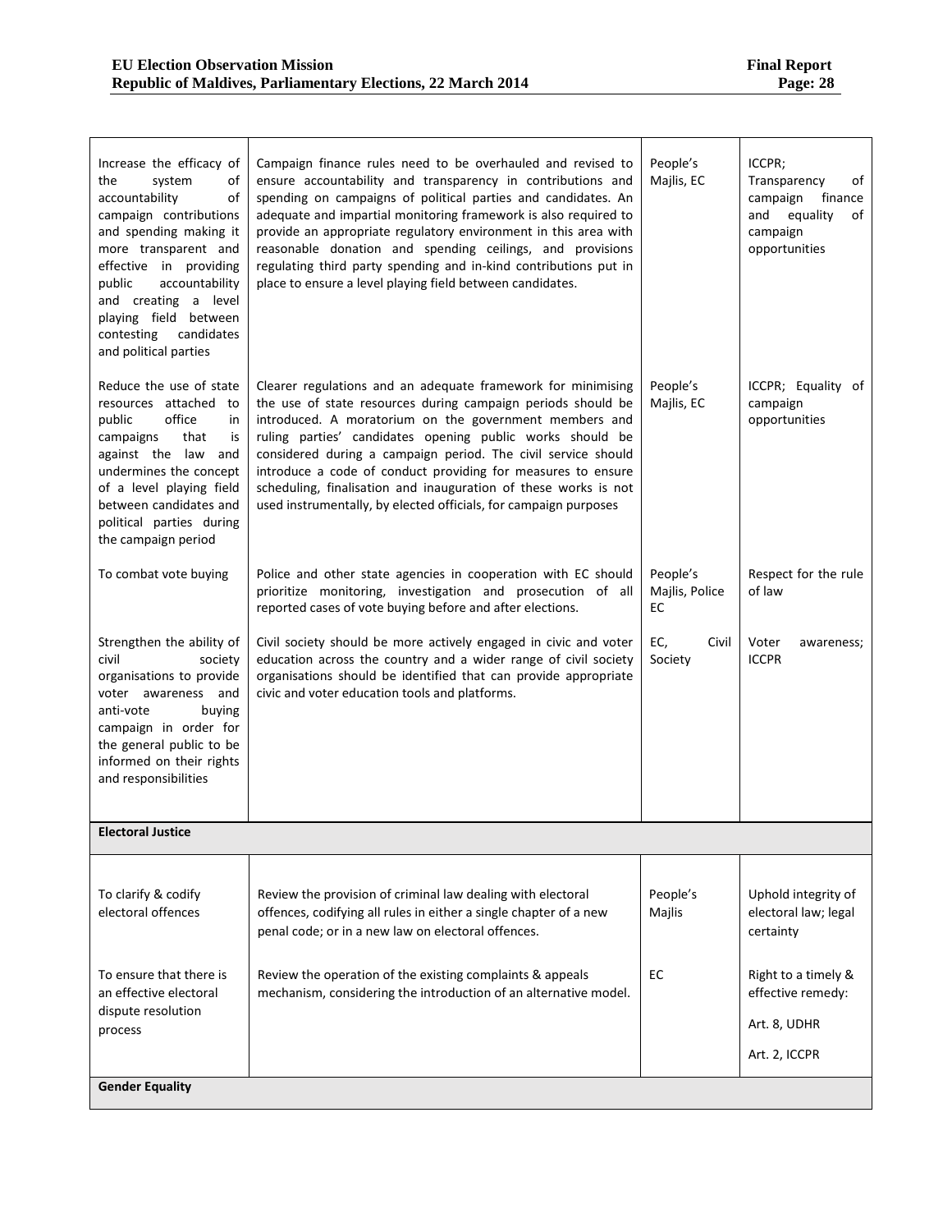| | | | |
|---|---|---|---|
| Increase the efficacy of the system of accountability of campaign contributions and spending making it more transparent and effective in providing public accountability and creating a level playing field between contesting candidates and political parties | Campaign finance rules need to be overhauled and revised to ensure accountability and transparency in contributions and spending on campaigns of political parties and candidates. An adequate and impartial monitoring framework is also required to provide an appropriate regulatory environment in this area with reasonable donation and spending ceilings, and provisions regulating third party spending and in-kind contributions put in place to ensure a level playing field between candidates. | People's Majlis, EC | ICCPR; Transparency of campaign finance and equality of campaign opportunities |
| Reduce the use of state resources attached to public office in campaigns that is against the law and undermines the concept of a level playing field between candidates and political parties during the campaign period | Clearer regulations and an adequate framework for minimising the use of state resources during campaign periods should be introduced. A moratorium on the government members and ruling parties' candidates opening public works should be considered during a campaign period. The civil service should introduce a code of conduct providing for measures to ensure scheduling, finalisation and inauguration of these works is not used instrumentally, by elected officials, for campaign purposes | People's Majlis, EC | ICCPR; Equality of campaign opportunities |
| To combat vote buying | Police and other state agencies in cooperation with EC should prioritize monitoring, investigation and prosecution of all reported cases of vote buying before and after elections. | People's Majlis, Police EC | Respect for the rule of law |
| Strengthen the ability of civil society organisations to provide voter awareness and anti-vote buying campaign in order for the general public to be informed on their rights and responsibilities | Civil society should be more actively engaged in civic and voter education across the country and a wider range of civil society organisations should be identified that can provide appropriate civic and voter education tools and platforms. | EC, Civil Society | Voter awareness; ICCPR |
| **Electoral Justice** | | | |
| To clarify & codify electoral offences | Review the provision of criminal law dealing with electoral offences, codifying all rules in either a single chapter of a new penal code; or in a new law on electoral offences. | People's Majlis | Uphold integrity of electoral law; legal certainty |
| To ensure that there is an effective electoral dispute resolution process | Review the operation of the existing complaints & appeals mechanism, considering the introduction of an alternative model. | EC | Right to a timely & effective remedy:<br><br>Art. 8, UDHR<br><br>Art. 2, ICCPR |
| **Gender Equality** | | | |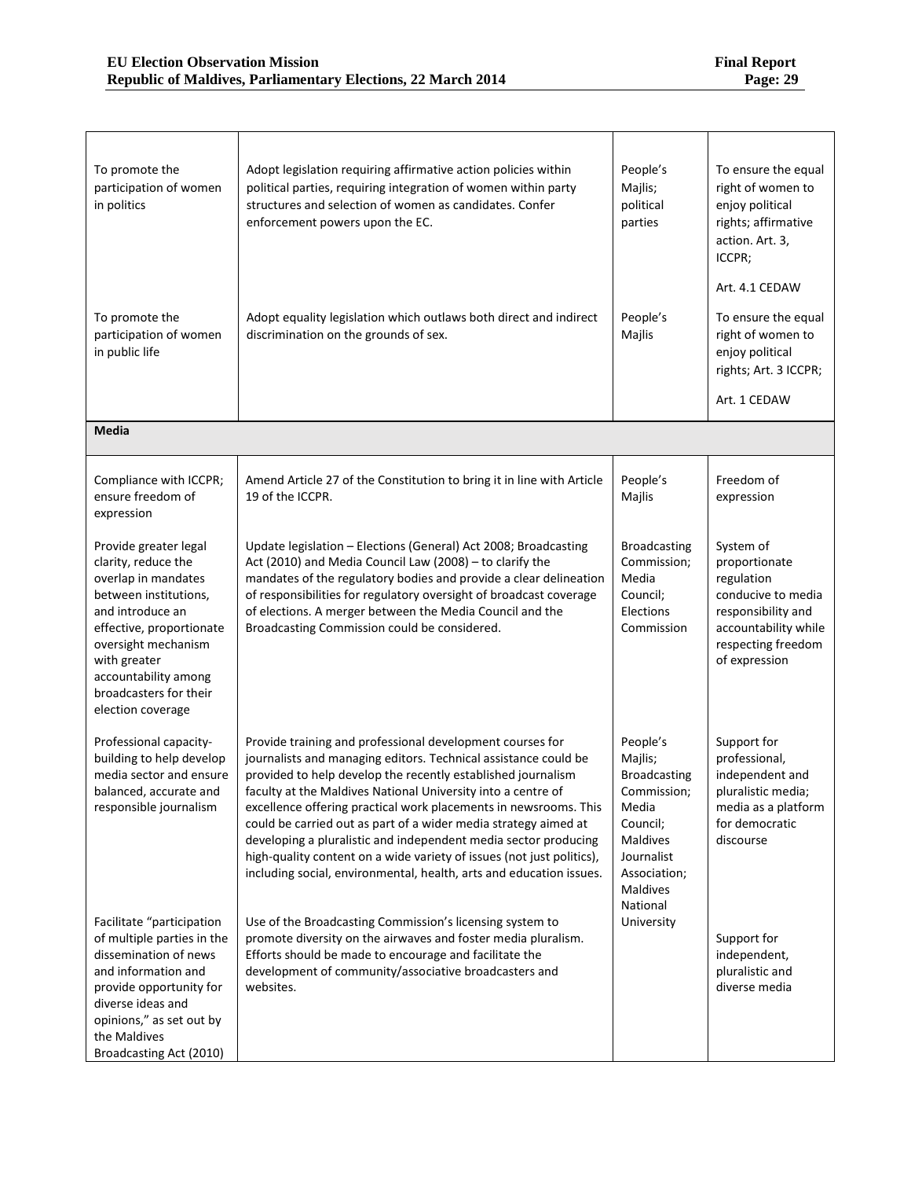| | | | |
|---|---|---|---|
| To promote the participation of women in politics | Adopt legislation requiring affirmative action policies within political parties, requiring integration of women within party structures and selection of women as candidates. Confer enforcement powers upon the EC. | People's Majlis; political parties | To ensure the equal right of women to enjoy political rights; affirmative action. Art. 3, ICCPR;<br><br>Art. 4.1 CEDAW |
| To promote the participation of women in public life | Adopt equality legislation which outlaws both direct and indirect discrimination on the grounds of sex. | People's Majlis | To ensure the equal right of women to enjoy political rights; Art. 3 ICCPR;<br><br>Art. 1 CEDAW |
| **Media** | | | |
| Compliance with ICCPR; ensure freedom of expression | Amend Article 27 of the Constitution to bring it in line with Article 19 of the ICCPR. | People's Majlis | Freedom of expression |
| Provide greater legal clarity, reduce the overlap in mandates between institutions, and introduce an effective, proportionate oversight mechanism with greater accountability among broadcasters for their election coverage | Update legislation – Elections (General) Act 2008; Broadcasting Act (2010) and Media Council Law (2008) – to clarify the mandates of the regulatory bodies and provide a clear delineation of responsibilities for regulatory oversight of broadcast coverage of elections. A merger between the Media Council and the Broadcasting Commission could be considered. | Broadcasting Commission; Media Council; Elections Commission | System of proportionate regulation conducive to media responsibility and accountability while respecting freedom of expression |
| Professional capacity-building to help develop media sector and ensure balanced, accurate and responsible journalism | Provide training and professional development courses for journalists and managing editors. Technical assistance could be provided to help develop the recently established journalism faculty at the Maldives National University into a centre of excellence offering practical work placements in newsrooms. This could be carried out as part of a wider media strategy aimed at developing a pluralistic and independent media sector producing high-quality content on a wide variety of issues (not just politics), including social, environmental, health, arts and education issues. | People's Majlis; Broadcasting Commission; Media Council; Maldives Journalist Association; Maldives National University | Support for professional, independent and pluralistic media; media as a platform for democratic discourse |
| Facilitate "participation of multiple parties in the dissemination of news and information and provide opportunity for diverse ideas and opinions," as set out by the Maldives Broadcasting Act (2010) | Use of the Broadcasting Commission's licensing system to promote diversity on the airwaves and foster media pluralism. Efforts should be made to encourage and facilitate the development of community/associative broadcasters and websites. | | Support for independent, pluralistic and diverse media |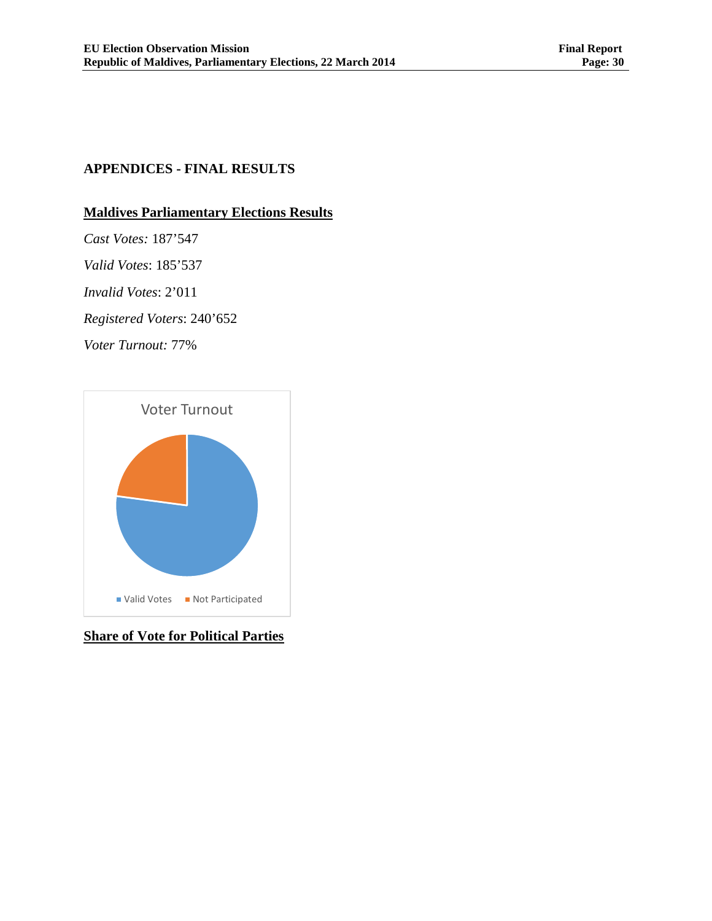## APPENDICES - FINAL RESULTS

### Maldives Parliamentary Elections Results

*Cast Votes:* 187’547

*Valid Votes*: 185’537

*Invalid Votes*: 2’011

*Registered Voters*: 240’652

*Voter Turnout:* 77%

### Share of Vote for Political Parties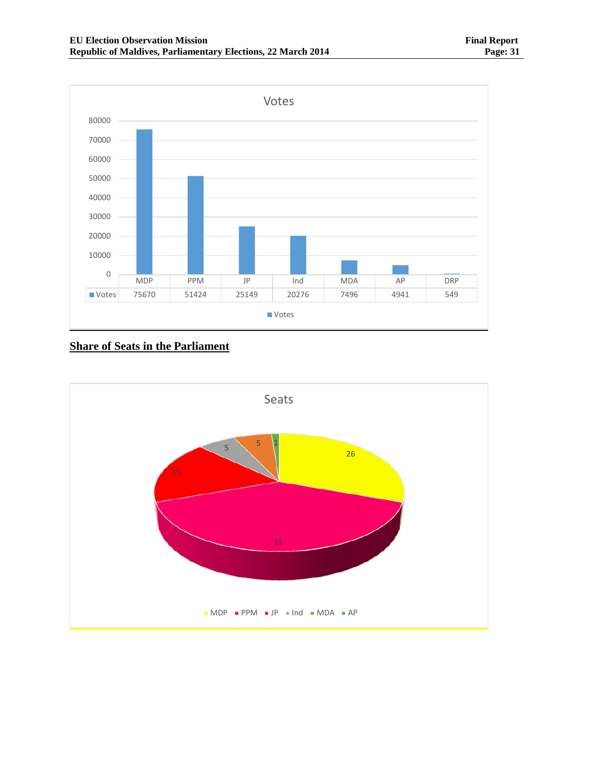Votes

| | MDP | PPM | JP | Ind | MDA | AP | DRP |
|---|---|---|---|---|---|---|---|
| Votes | 75670 | 51424 | 25149 | 20276 | 7496 | 4941 | 549 |

## Share of Seats in the Parliament

Seats

| MDP | PPM | JP | Ind | MDA | AP |
|---|---|---|---|---|---|
| 26 | 33 | 15 | 5 | 5 | 1 |